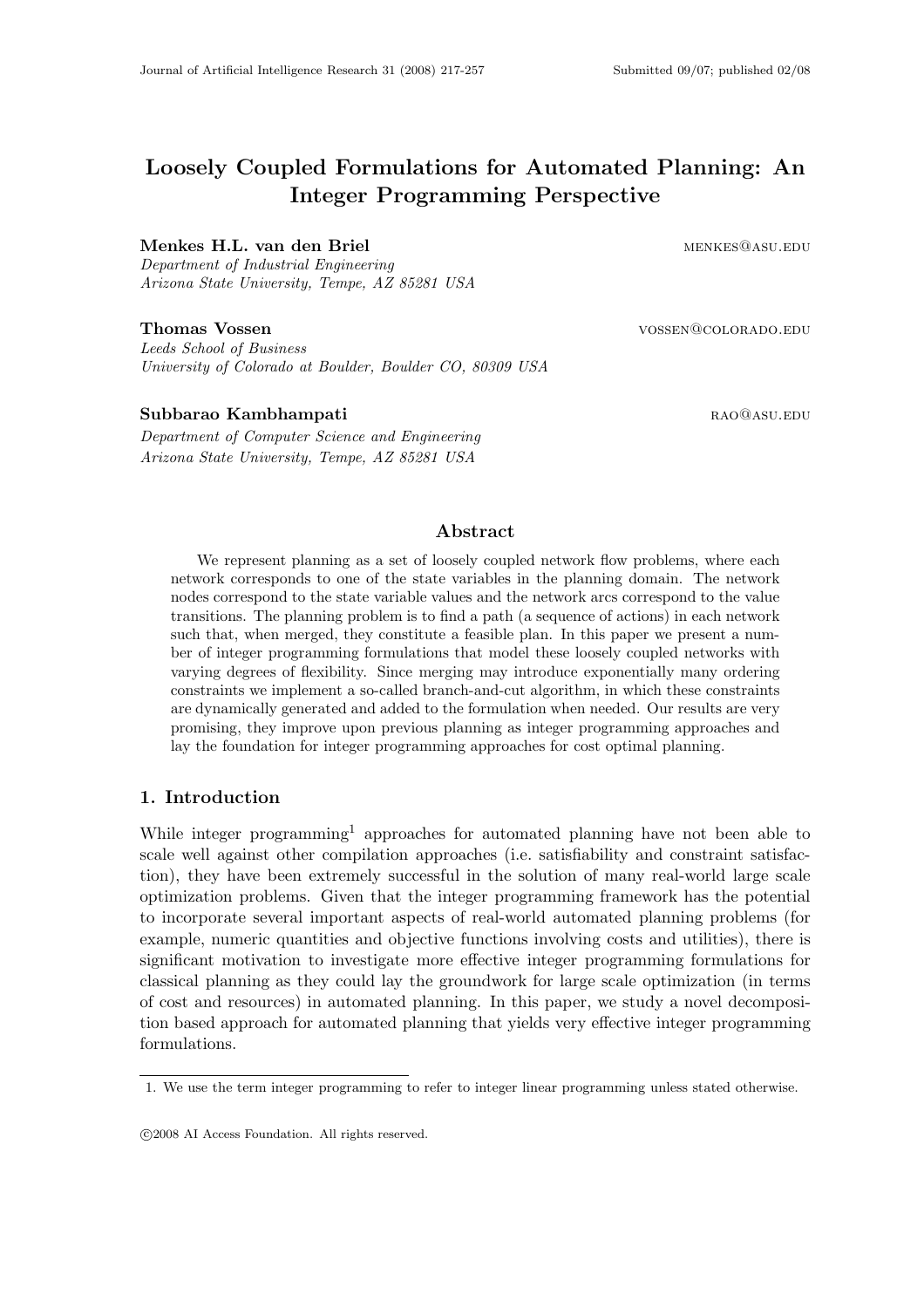# Loosely Coupled Formulations for Automated Planning: An Integer Programming Perspective

**Menkes H.L. van den Briel** MENKES@ASU.EDU
*Department of Industrial Engineering*
*Arizona State University, Tempe, AZ 85281 USA*

**Thomas Vossen** VOSSEN@COLORADO.EDU
*Leeds School of Business*
*University of Colorado at Boulder, Boulder CO, 80309 USA*

**Subbarao Kambhampati** RAO@ASU.EDU
*Department of Computer Science and Engineering*
*Arizona State University, Tempe, AZ 85281 USA*

## Abstract

We represent planning as a set of loosely coupled network flow problems, where each network corresponds to one of the state variables in the planning domain. The network nodes correspond to the state variable values and the network arcs correspond to the value transitions. The planning problem is to find a path (a sequence of actions) in each network such that, when merged, they constitute a feasible plan. In this paper we present a number of integer programming formulations that model these loosely coupled networks with varying degrees of flexibility. Since merging may introduce exponentially many ordering constraints we implement a so-called branch-and-cut algorithm, in which these constraints are dynamically generated and added to the formulation when needed. Our results are very promising, they improve upon previous planning as integer programming approaches and lay the foundation for integer programming approaches for cost optimal planning.

## 1. Introduction

While integer programming[1] approaches for automated planning have not been able to scale well against other compilation approaches (i.e. satisfiability and constraint satisfaction), they have been extremely successful in the solution of many real-world large scale optimization problems. Given that the integer programming framework has the potential to incorporate several important aspects of real-world automated planning problems (for example, numeric quantities and objective functions involving costs and utilities), there is significant motivation to investigate more effective integer programming formulations for classical planning as they could lay the groundwork for large scale optimization (in terms of cost and resources) in automated planning. In this paper, we study a novel decomposition based approach for automated planning that yields very effective integer programming formulations.

1. We use the term integer programming to refer to integer linear programming unless stated otherwise.

©2008 AI Access Foundation. All rights reserved.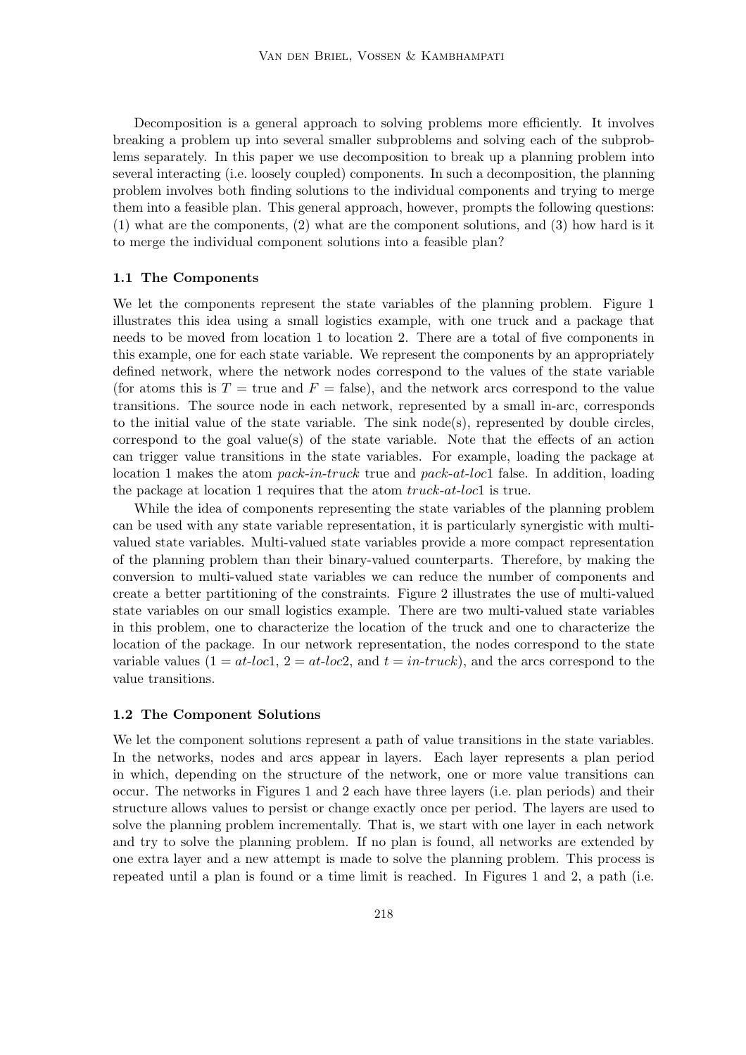Decomposition is a general approach to solving problems more efficiently. It involves breaking a problem up into several smaller subproblems and solving each of the subproblems separately. In this paper we use decomposition to break up a planning problem into several interacting (i.e. loosely coupled) components. In such a decomposition, the planning problem involves both finding solutions to the individual components and trying to merge them into a feasible plan. This general approach, however, prompts the following questions: (1) what are the components, (2) what are the component solutions, and (3) how hard is it to merge the individual component solutions into a feasible plan?

### 1.1 The Components

We let the components represent the state variables of the planning problem. Figure 1 illustrates this idea using a small logistics example, with one truck and a package that needs to be moved from location 1 to location 2. There are a total of five components in this example, one for each state variable. We represent the components by an appropriately defined network, where the network nodes correspond to the values of the state variable (for atoms this is $T$ = true and $F$ = false), and the network arcs correspond to the value transitions. The source node in each network, represented by a small in-arc, corresponds to the initial value of the state variable. The sink node(s), represented by double circles, correspond to the goal value(s) of the state variable. Note that the effects of an action can trigger value transitions in the state variables. For example, loading the package at location 1 makes the atom *pack-in-truck* true and *pack-at-loc*1 false. In addition, loading the package at location 1 requires that the atom *truck-at-loc*1 is true.

While the idea of components representing the state variables of the planning problem can be used with any state variable representation, it is particularly synergistic with multi-valued state variables. Multi-valued state variables provide a more compact representation of the planning problem than their binary-valued counterparts. Therefore, by making the conversion to multi-valued state variables we can reduce the number of components and create a better partitioning of the constraints. Figure 2 illustrates the use of multi-valued state variables on our small logistics example. There are two multi-valued state variables in this problem, one to characterize the location of the truck and one to characterize the location of the package. In our network representation, the nodes correspond to the state variable values (1 = *at-loc*1, 2 = *at-loc*2, and $t$ = *in-truck*), and the arcs correspond to the value transitions.

### 1.2 The Component Solutions

We let the component solutions represent a path of value transitions in the state variables. In the networks, nodes and arcs appear in layers. Each layer represents a plan period in which, depending on the structure of the network, one or more value transitions can occur. The networks in Figures 1 and 2 each have three layers (i.e. plan periods) and their structure allows values to persist or change exactly once per period. The layers are used to solve the planning problem incrementally. That is, we start with one layer in each network and try to solve the planning problem. If no plan is found, all networks are extended by one extra layer and a new attempt is made to solve the planning problem. This process is repeated until a plan is found or a time limit is reached. In Figures 1 and 2, a path (i.e.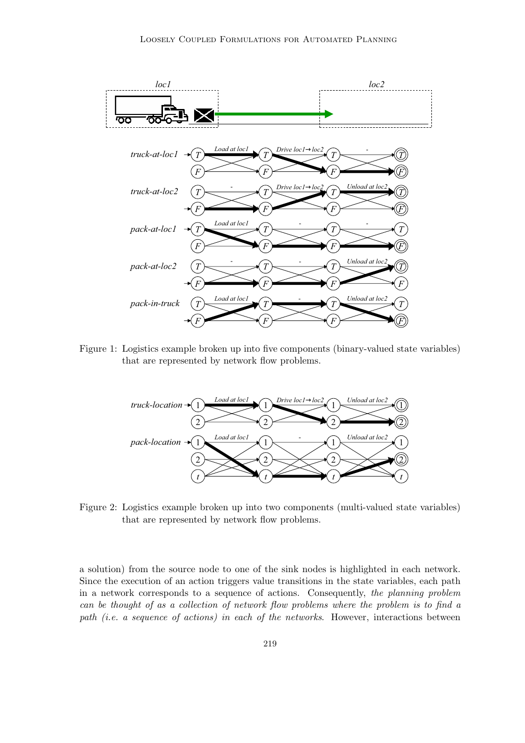Figure 1: Logistics example broken up into five components (binary-valued state variables) that are represented by network flow problems.

Figure 2: Logistics example broken up into two components (multi-valued state variables) that are represented by network flow problems.

a solution) from the source node to one of the sink nodes is highlighted in each network. Since the execution of an action triggers value transitions in the state variables, each path in a network corresponds to a sequence of actions. Consequently, *the planning problem can be thought of as a collection of network flow problems where the problem is to find a path (i.e. a sequence of actions) in each of the networks*. However, interactions between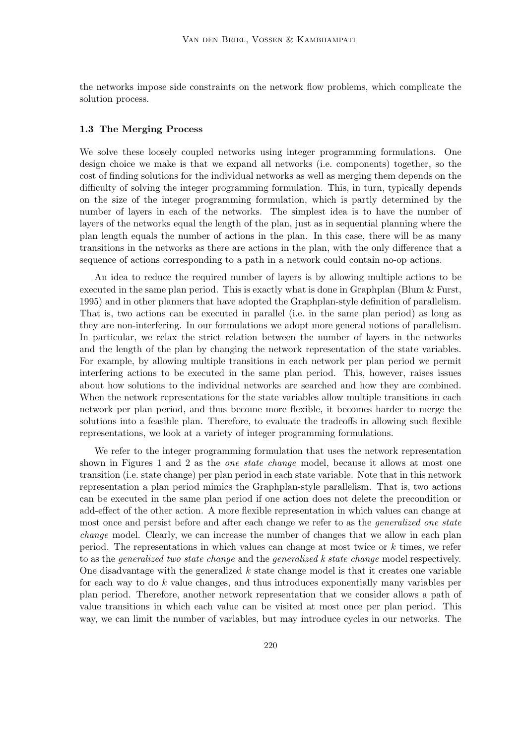the networks impose side constraints on the network flow problems, which complicate the solution process.

### 1.3 The Merging Process

We solve these loosely coupled networks using integer programming formulations. One design choice we make is that we expand all networks (i.e. components) together, so the cost of finding solutions for the individual networks as well as merging them depends on the difficulty of solving the integer programming formulation. This, in turn, typically depends on the size of the integer programming formulation, which is partly determined by the number of layers in each of the networks. The simplest idea is to have the number of layers of the networks equal the length of the plan, just as in sequential planning where the plan length equals the number of actions in the plan. In this case, there will be as many transitions in the networks as there are actions in the plan, with the only difference that a sequence of actions corresponding to a path in a network could contain no-op actions.

An idea to reduce the required number of layers is by allowing multiple actions to be executed in the same plan period. This is exactly what is done in Graphplan (Blum & Furst, 1995) and in other planners that have adopted the Graphplan-style definition of parallelism. That is, two actions can be executed in parallel (i.e. in the same plan period) as long as they are non-interfering. In our formulations we adopt more general notions of parallelism. In particular, we relax the strict relation between the number of layers in the networks and the length of the plan by changing the network representation of the state variables. For example, by allowing multiple transitions in each network per plan period we permit interfering actions to be executed in the same plan period. This, however, raises issues about how solutions to the individual networks are searched and how they are combined. When the network representations for the state variables allow multiple transitions in each network per plan period, and thus become more flexible, it becomes harder to merge the solutions into a feasible plan. Therefore, to evaluate the tradeoffs in allowing such flexible representations, we look at a variety of integer programming formulations.

We refer to the integer programming formulation that uses the network representation shown in Figures 1 and 2 as the *one state change* model, because it allows at most one transition (i.e. state change) per plan period in each state variable. Note that in this network representation a plan period mimics the Graphplan-style parallelism. That is, two actions can be executed in the same plan period if one action does not delete the precondition or add-effect of the other action. A more flexible representation in which values can change at most once and persist before and after each change we refer to as the *generalized one state change* model. Clearly, we can increase the number of changes that we allow in each plan period. The representations in which values can change at most twice or $k$ times, we refer to as the *generalized two state change* and the *generalized $k$ state change* model respectively. One disadvantage with the generalized $k$ state change model is that it creates one variable for each way to do $k$ value changes, and thus introduces exponentially many variables per plan period. Therefore, another network representation that we consider allows a path of value transitions in which each value can be visited at most once per plan period. This way, we can limit the number of variables, but may introduce cycles in our networks. The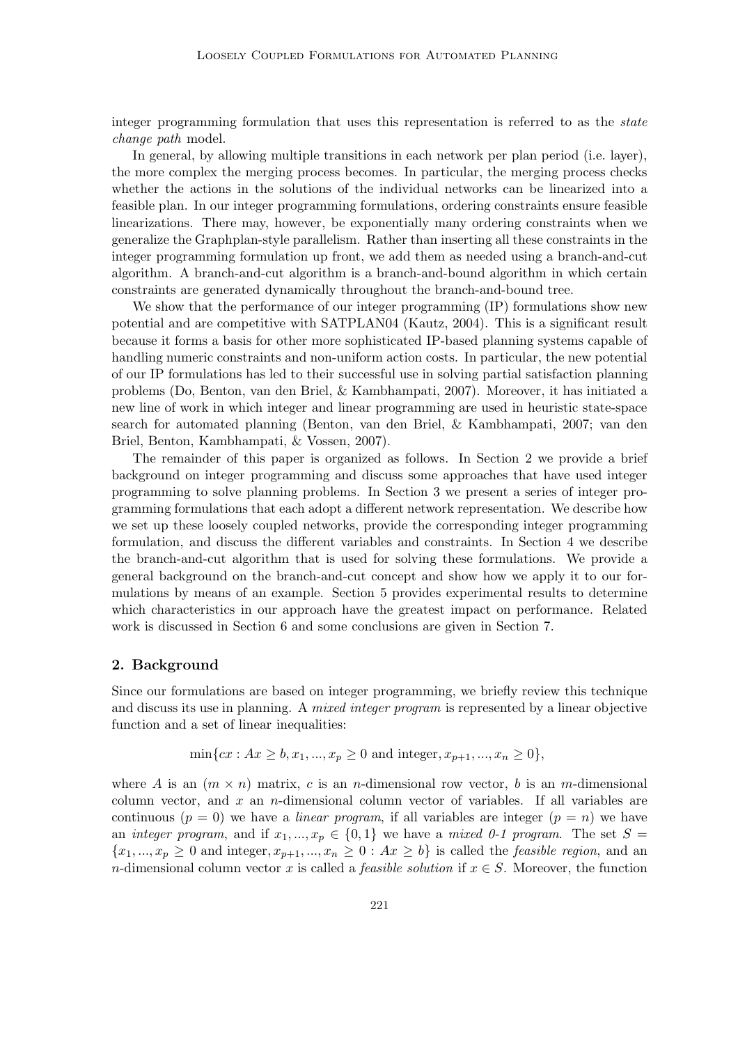integer programming formulation that uses this representation is referred to as the *state change path* model.

In general, by allowing multiple transitions in each network per plan period (i.e. layer), the more complex the merging process becomes. In particular, the merging process checks whether the actions in the solutions of the individual networks can be linearized into a feasible plan. In our integer programming formulations, ordering constraints ensure feasible linearizations. There may, however, be exponentially many ordering constraints when we generalize the Graphplan-style parallelism. Rather than inserting all these constraints in the integer programming formulation up front, we add them as needed using a branch-and-cut algorithm. A branch-and-cut algorithm is a branch-and-bound algorithm in which certain constraints are generated dynamically throughout the branch-and-bound tree.

We show that the performance of our integer programming (IP) formulations show new potential and are competitive with SATPLAN04 (Kautz, 2004). This is a significant result because it forms a basis for other more sophisticated IP-based planning systems capable of handling numeric constraints and non-uniform action costs. In particular, the new potential of our IP formulations has led to their successful use in solving partial satisfaction planning problems (Do, Benton, van den Briel, & Kambhampati, 2007). Moreover, it has initiated a new line of work in which integer and linear programming are used in heuristic state-space search for automated planning (Benton, van den Briel, & Kambhampati, 2007; van den Briel, Benton, Kambhampati, & Vossen, 2007).

The remainder of this paper is organized as follows. In Section 2 we provide a brief background on integer programming and discuss some approaches that have used integer programming to solve planning problems. In Section 3 we present a series of integer programming formulations that each adopt a different network representation. We describe how we set up these loosely coupled networks, provide the corresponding integer programming formulation, and discuss the different variables and constraints. In Section 4 we describe the branch-and-cut algorithm that is used for solving these formulations. We provide a general background on the branch-and-cut concept and show how we apply it to our formulations by means of an example. Section 5 provides experimental results to determine which characteristics in our approach have the greatest impact on performance. Related work is discussed in Section 6 and some conclusions are given in Section 7.

## 2. Background

Since our formulations are based on integer programming, we briefly review this technique and discuss its use in planning. A *mixed integer program* is represented by a linear objective function and a set of linear inequalities:

$$\min\{cx : Ax \geq b, x_1, ..., x_p \geq 0 \text{ and integer}, x_{p+1}, ..., x_n \geq 0\},$$

where $A$ is an $(m \times n)$ matrix, $c$ is an $n$-dimensional row vector, $b$ is an $m$-dimensional column vector, and $x$ an $n$-dimensional column vector of variables. If all variables are continuous ($p = 0$) we have a *linear program*, if all variables are integer ($p = n$) we have an *integer program*, and if $x_1, ..., x_p \in \{0, 1\}$ we have a *mixed 0-1 program*. The set $S = \{x_1, ..., x_p \geq 0 \text{ and integer}, x_{p+1}, ..., x_n \geq 0 : Ax \geq b\}$ is called the *feasible region*, and an $n$-dimensional column vector $x$ is called a *feasible solution* if $x \in S$. Moreover, the function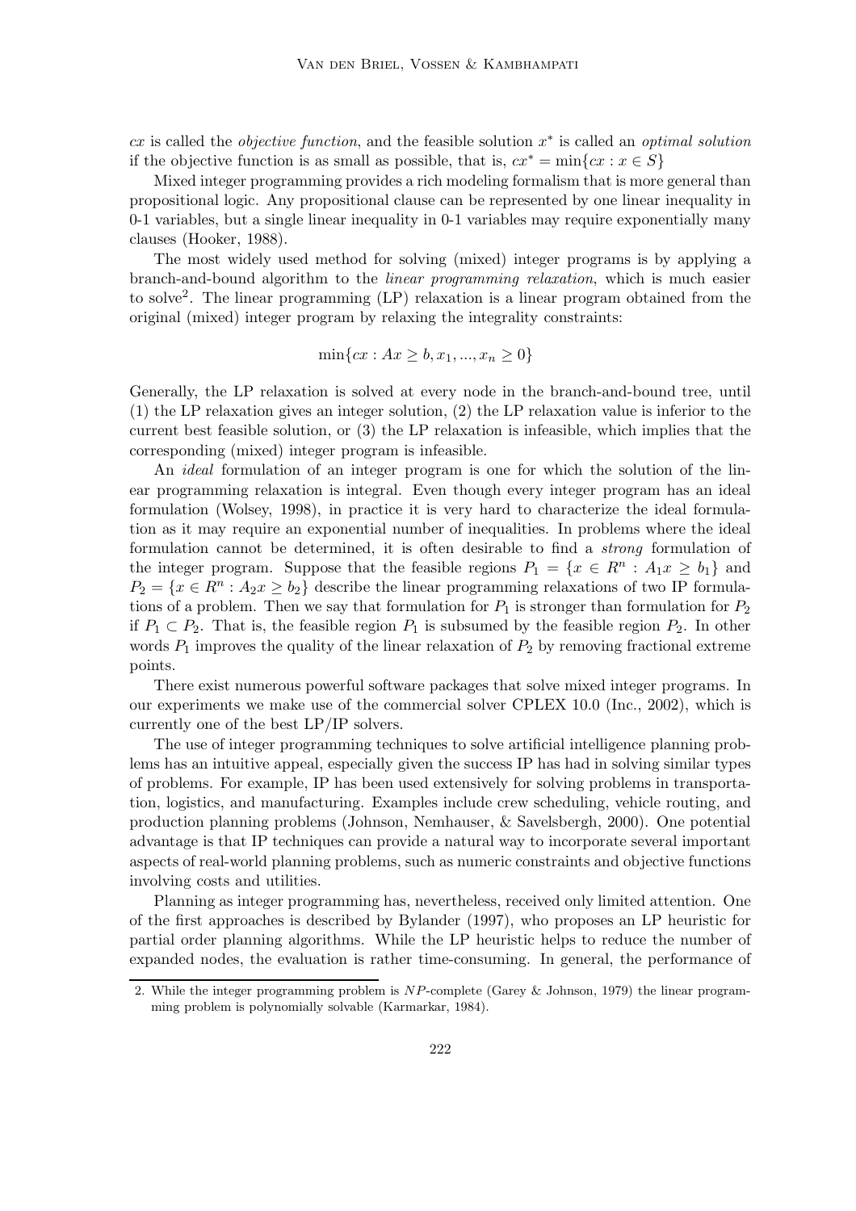$cx$ is called the *objective function*, and the feasible solution $x^*$ is called an *optimal solution* if the objective function is as small as possible, that is, $cx^* = \min\{cx : x \in S\}$

Mixed integer programming provides a rich modeling formalism that is more general than propositional logic. Any propositional clause can be represented by one linear inequality in 0-1 variables, but a single linear inequality in 0-1 variables may require exponentially many clauses (Hooker, 1988).

The most widely used method for solving (mixed) integer programs is by applying a branch-and-bound algorithm to the *linear programming relaxation*, which is much easier to solve[2]. The linear programming (LP) relaxation is a linear program obtained from the original (mixed) integer program by relaxing the integrality constraints:

$$\min\{cx : Ax \geq b, x_1, ..., x_n \geq 0\}$$

Generally, the LP relaxation is solved at every node in the branch-and-bound tree, until (1) the LP relaxation gives an integer solution, (2) the LP relaxation value is inferior to the current best feasible solution, or (3) the LP relaxation is infeasible, which implies that the corresponding (mixed) integer program is infeasible.

An *ideal* formulation of an integer program is one for which the solution of the linear programming relaxation is integral. Even though every integer program has an ideal formulation (Wolsey, 1998), in practice it is very hard to characterize the ideal formulation as it may require an exponential number of inequalities. In problems where the ideal formulation cannot be determined, it is often desirable to find a *strong* formulation of the integer program. Suppose that the feasible regions $P_1 = \{x \in R^n : A_1x \geq b_1\}$ and $P_2 = \{x \in R^n : A_2x \geq b_2\}$ describe the linear programming relaxations of two IP formulations of a problem. Then we say that formulation for $P_1$ is stronger than formulation for $P_2$ if $P_1 \subset P_2$. That is, the feasible region $P_1$ is subsumed by the feasible region $P_2$. In other words $P_1$ improves the quality of the linear relaxation of $P_2$ by removing fractional extreme points.

There exist numerous powerful software packages that solve mixed integer programs. In our experiments we make use of the commercial solver CPLEX 10.0 (Inc., 2002), which is currently one of the best LP/IP solvers.

The use of integer programming techniques to solve artificial intelligence planning problems has an intuitive appeal, especially given the success IP has had in solving similar types of problems. For example, IP has been used extensively for solving problems in transportation, logistics, and manufacturing. Examples include crew scheduling, vehicle routing, and production planning problems (Johnson, Nemhauser, & Savelsbergh, 2000). One potential advantage is that IP techniques can provide a natural way to incorporate several important aspects of real-world planning problems, such as numeric constraints and objective functions involving costs and utilities.

Planning as integer programming has, nevertheless, received only limited attention. One of the first approaches is described by Bylander (1997), who proposes an LP heuristic for partial order planning algorithms. While the LP heuristic helps to reduce the number of expanded nodes, the evaluation is rather time-consuming. In general, the performance of

2. While the integer programming problem is $NP$-complete (Garey & Johnson, 1979) the linear programming problem is polynomially solvable (Karmarkar, 1984).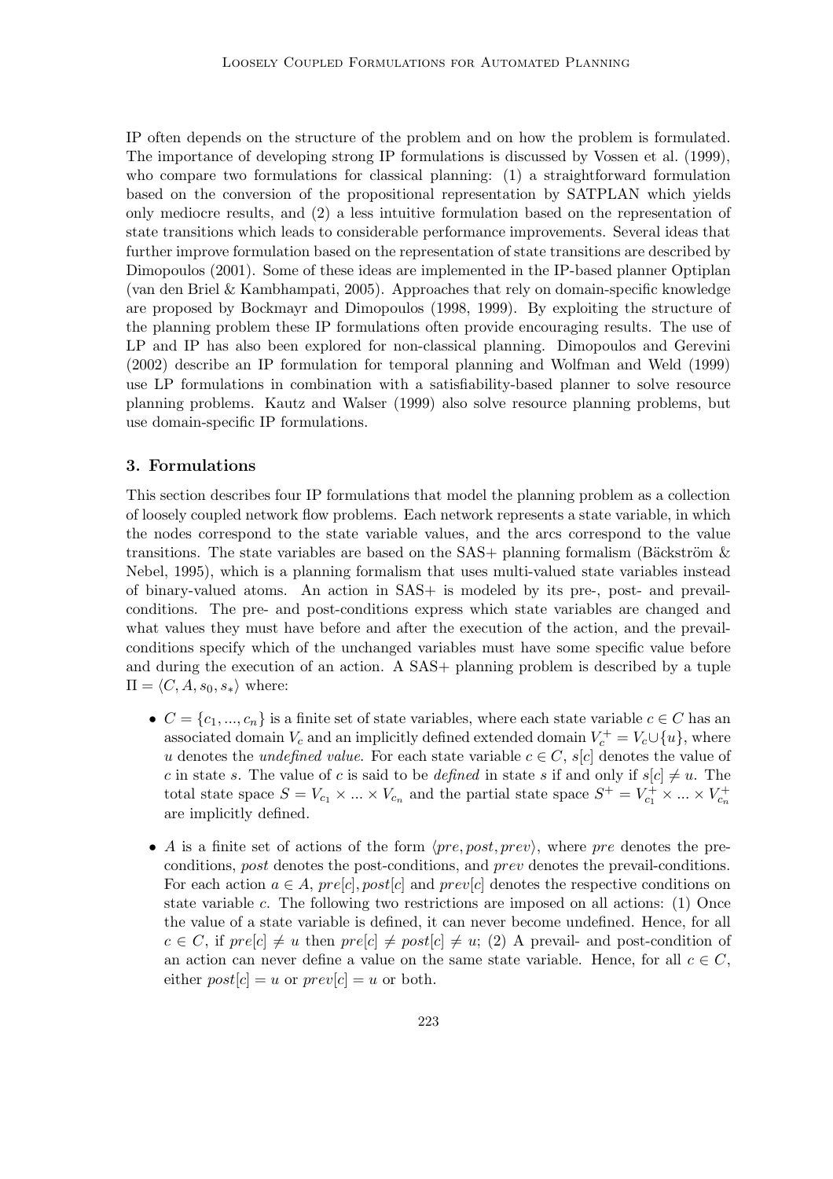IP often depends on the structure of the problem and on how the problem is formulated. The importance of developing strong IP formulations is discussed by Vossen et al. (1999), who compare two formulations for classical planning: (1) a straightforward formulation based on the conversion of the propositional representation by SATPLAN which yields only mediocre results, and (2) a less intuitive formulation based on the representation of state transitions which leads to considerable performance improvements. Several ideas that further improve formulation based on the representation of state transitions are described by Dimopoulos (2001). Some of these ideas are implemented in the IP-based planner Optiplan (van den Briel & Kambhampati, 2005). Approaches that rely on domain-specific knowledge are proposed by Bockmayr and Dimopoulos (1998, 1999). By exploiting the structure of the planning problem these IP formulations often provide encouraging results. The use of LP and IP has also been explored for non-classical planning. Dimopoulos and Gerevini (2002) describe an IP formulation for temporal planning and Wolfman and Weld (1999) use LP formulations in combination with a satisfiability-based planner to solve resource planning problems. Kautz and Walser (1999) also solve resource planning problems, but use domain-specific IP formulations.

## 3. Formulations

This section describes four IP formulations that model the planning problem as a collection of loosely coupled network flow problems. Each network represents a state variable, in which the nodes correspond to the state variable values, and the arcs correspond to the value transitions. The state variables are based on the SAS+ planning formalism (Bäckström & Nebel, 1995), which is a planning formalism that uses multi-valued state variables instead of binary-valued atoms. An action in SAS+ is modeled by its pre-, post- and prevail-conditions. The pre- and post-conditions express which state variables are changed and what values they must have before and after the execution of the action, and the prevail-conditions specify which of the unchanged variables must have some specific value before and during the execution of an action. A SAS+ planning problem is described by a tuple $\Pi = \langle C, A, s_0, s_* \rangle$ where:

- $C = \{c_1, ..., c_n\}$ is a finite set of state variables, where each state variable $c \in C$ has an associated domain $V_c$ and an implicitly defined extended domain $V_c^+ = V_c \cup \{u\}$, where $u$ denotes the *undefined value*. For each state variable $c \in C$, $s[c]$ denotes the value of $c$ in state $s$. The value of $c$ is said to be *defined* in state $s$ if and only if $s[c] \neq u$. The total state space $S = V_{c_1} \times ... \times V_{c_n}$ and the partial state space $S^+ = V_{c_1}^+ \times ... \times V_{c_n}^+$ are implicitly defined.

- $A$ is a finite set of actions of the form $\langle pre, post, prev \rangle$, where $pre$ denotes the pre-conditions, $post$ denotes the post-conditions, and $prev$ denotes the prevail-conditions. For each action $a \in A$, $pre[c], post[c]$ and $prev[c]$ denotes the respective conditions on state variable $c$. The following two restrictions are imposed on all actions: (1) Once the value of a state variable is defined, it can never become undefined. Hence, for all $c \in C$, if $pre[c] \neq u$ then $pre[c] \neq post[c] \neq u$; (2) A prevail- and post-condition of an action can never define a value on the same state variable. Hence, for all $c \in C$, either $post[c] = u$ or $prev[c] = u$ or both.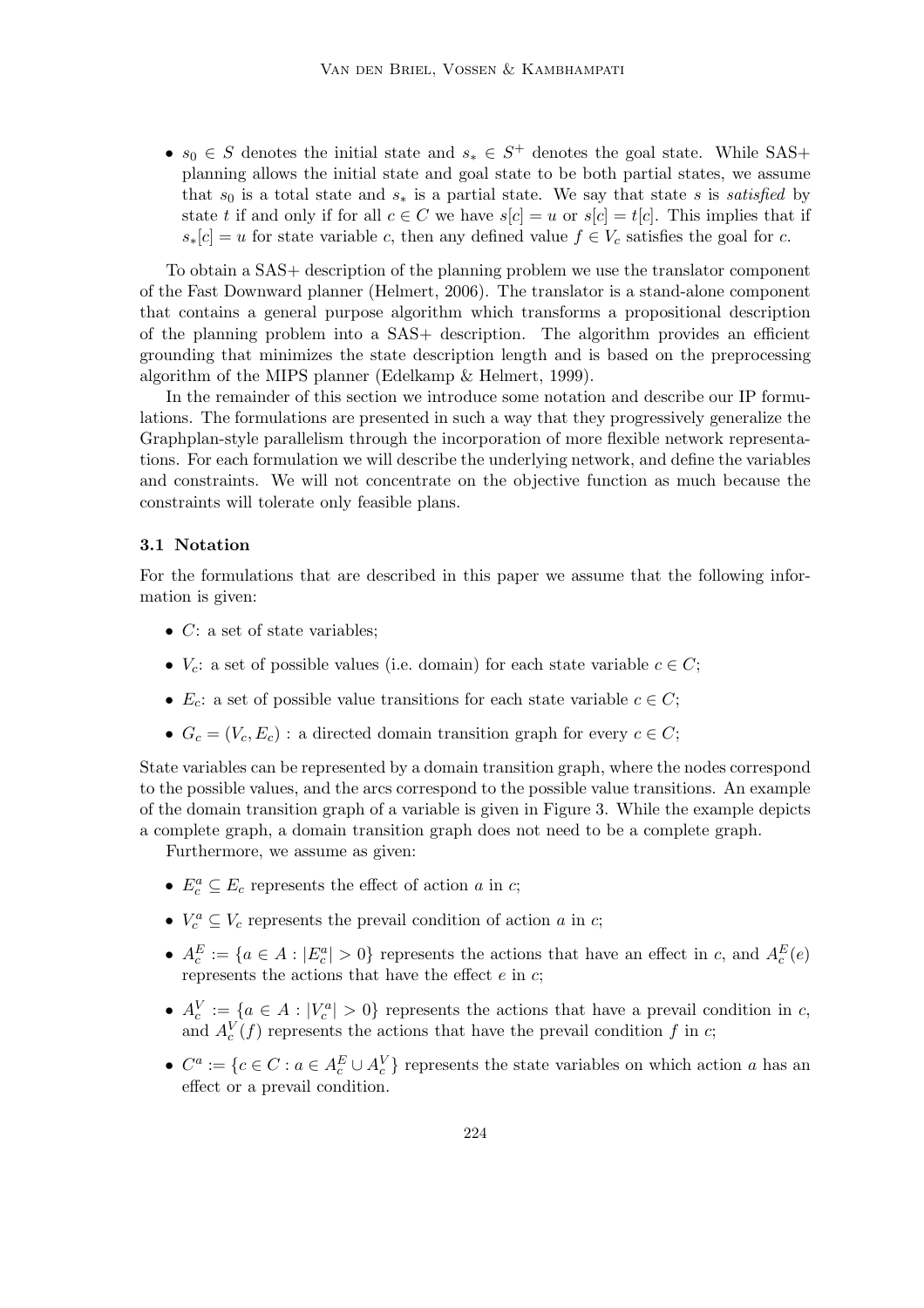- $s_0 \in S$ denotes the initial state and $s_* \in S^+$ denotes the goal state. While SAS+ planning allows the initial state and goal state to be both partial states, we assume that $s_0$ is a total state and $s_*$ is a partial state. We say that state $s$ is *satisfied* by state $t$ if and only if for all $c \in C$ we have $s[c] = u$ or $s[c] = t[c]$. This implies that if $s_*[c] = u$ for state variable $c$, then any defined value $f \in V_c$ satisfies the goal for $c$.

To obtain a SAS+ description of the planning problem we use the translator component of the Fast Downward planner (Helmert, 2006). The translator is a stand-alone component that contains a general purpose algorithm which transforms a propositional description of the planning problem into a SAS+ description. The algorithm provides an efficient grounding that minimizes the state description length and is based on the preprocessing algorithm of the MIPS planner (Edelkamp & Helmert, 1999).

In the remainder of this section we introduce some notation and describe our IP formulations. The formulations are presented in such a way that they progressively generalize the Graphplan-style parallelism through the incorporation of more flexible network representations. For each formulation we will describe the underlying network, and define the variables and constraints. We will not concentrate on the objective function as much because the constraints will tolerate only feasible plans.

### 3.1 Notation

For the formulations that are described in this paper we assume that the following information is given:

- $C$: a set of state variables;
- $V_c$: a set of possible values (i.e. domain) for each state variable $c \in C$;
- $E_c$: a set of possible value transitions for each state variable $c \in C$;
- $G_c = (V_c, E_c)$ : a directed domain transition graph for every $c \in C$;

State variables can be represented by a domain transition graph, where the nodes correspond to the possible values, and the arcs correspond to the possible value transitions. An example of the domain transition graph of a variable is given in Figure 3. While the example depicts a complete graph, a domain transition graph does not need to be a complete graph.

Furthermore, we assume as given:

- $E_c^a \subseteq E_c$ represents the effect of action $a$ in $c$;
- $V_c^a \subseteq V_c$ represents the prevail condition of action $a$ in $c$;
- $A_c^E := \{a \in A : |E_c^a| > 0\}$ represents the actions that have an effect in $c$, and $A_c^E(e)$ represents the actions that have the effect $e$ in $c$;
- $A_c^V := \{a \in A : |V_c^a| > 0\}$ represents the actions that have a prevail condition in $c$, and $A_c^V(f)$ represents the actions that have the prevail condition $f$ in $c$;
- $C^a := \{c \in C : a \in A_c^E \cup A_c^V\}$ represents the state variables on which action $a$ has an effect or a prevail condition.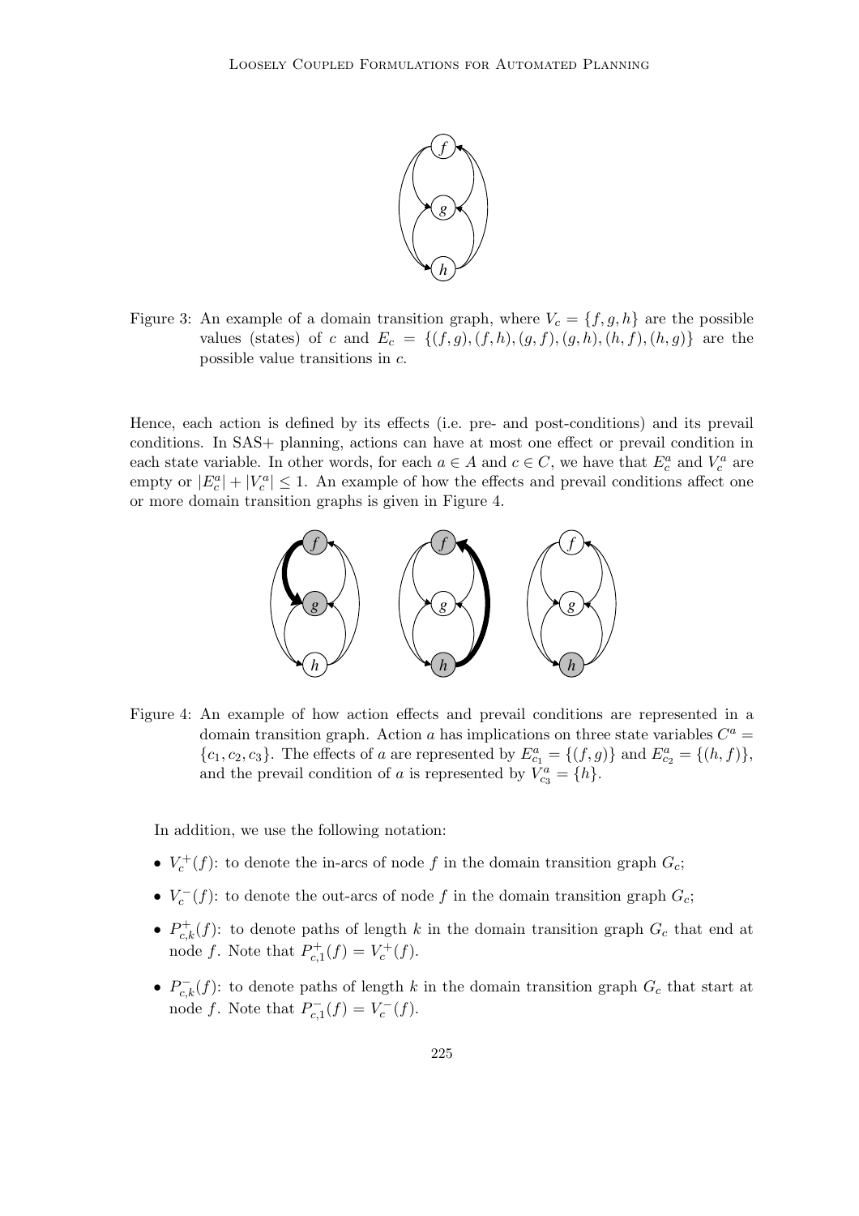Figure 3: An example of a domain transition graph, where $V_c = \{f, g, h\}$ are the possible values (states) of $c$ and $E_c = \{(f, g), (f, h), (g, f), (g, h), (h, f), (h, g)\}$ are the possible value transitions in $c$.

Hence, each action is defined by its effects (i.e. pre- and post-conditions) and its prevail conditions. In SAS+ planning, actions can have at most one effect or prevail condition in each state variable. In other words, for each $a \in A$ and $c \in C$, we have that $E_c^a$ and $V_c^a$ are empty or $|E_c^a| + |V_c^a| \leq 1$. An example of how the effects and prevail conditions affect one or more domain transition graphs is given in Figure 4.

Figure 4: An example of how action effects and prevail conditions are represented in a domain transition graph. Action $a$ has implications on three state variables $C^a = \{c_1, c_2, c_3\}$. The effects of $a$ are represented by $E_{c_1}^a = \{(f, g)\}$ and $E_{c_2}^a = \{(h, f)\}$, and the prevail condition of $a$ is represented by $V_{c_3}^a = \{h\}$.

In addition, we use the following notation:

- $V_c^+(f)$: to denote the in-arcs of node $f$ in the domain transition graph $G_c$;
- $V_c^-(f)$: to denote the out-arcs of node $f$ in the domain transition graph $G_c$;
- $P_{c,k}^+(f)$: to denote paths of length $k$ in the domain transition graph $G_c$ that end at node $f$. Note that $P_{c,1}^+(f) = V_c^+(f)$.
- $P_{c,k}^-(f)$: to denote paths of length $k$ in the domain transition graph $G_c$ that start at node $f$. Note that $P_{c,1}^-(f) = V_c^-(f)$.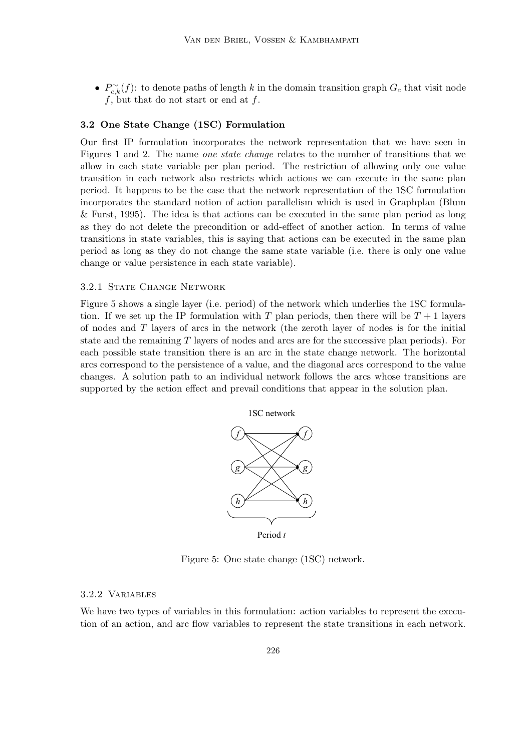- $P^{\sim}_{c,k}(f)$: to denote paths of length $k$ in the domain transition graph $G_c$ that visit node $f$, but that do not start or end at $f$.

### 3.2 One State Change (1SC) Formulation

Our first IP formulation incorporates the network representation that we have seen in Figures 1 and 2. The name *one state change* relates to the number of transitions that we allow in each state variable per plan period. The restriction of allowing only one value transition in each network also restricts which actions we can execute in the same plan period. It happens to be the case that the network representation of the 1SC formulation incorporates the standard notion of action parallelism which is used in Graphplan (Blum & Furst, 1995). The idea is that actions can be executed in the same plan period as long as they do not delete the precondition or add-effect of another action. In terms of value transitions in state variables, this is saying that actions can be executed in the same plan period as long as they do not change the same state variable (i.e. there is only one value change or value persistence in each state variable).

#### 3.2.1 State Change Network

Figure 5 shows a single layer (i.e. period) of the network which underlies the 1SC formulation. If we set up the IP formulation with $T$ plan periods, then there will be $T + 1$ layers of nodes and $T$ layers of arcs in the network (the zeroth layer of nodes is for the initial state and the remaining $T$ layers of nodes and arcs are for the successive plan periods). For each possible state transition there is an arc in the state change network. The horizontal arcs correspond to the persistence of a value, and the diagonal arcs correspond to the value changes. A solution path to an individual network follows the arcs whose transitions are supported by the action effect and prevail conditions that appear in the solution plan.

Figure 5: One state change (1SC) network.

#### 3.2.2 Variables

We have two types of variables in this formulation: action variables to represent the execution of an action, and arc flow variables to represent the state transitions in each network.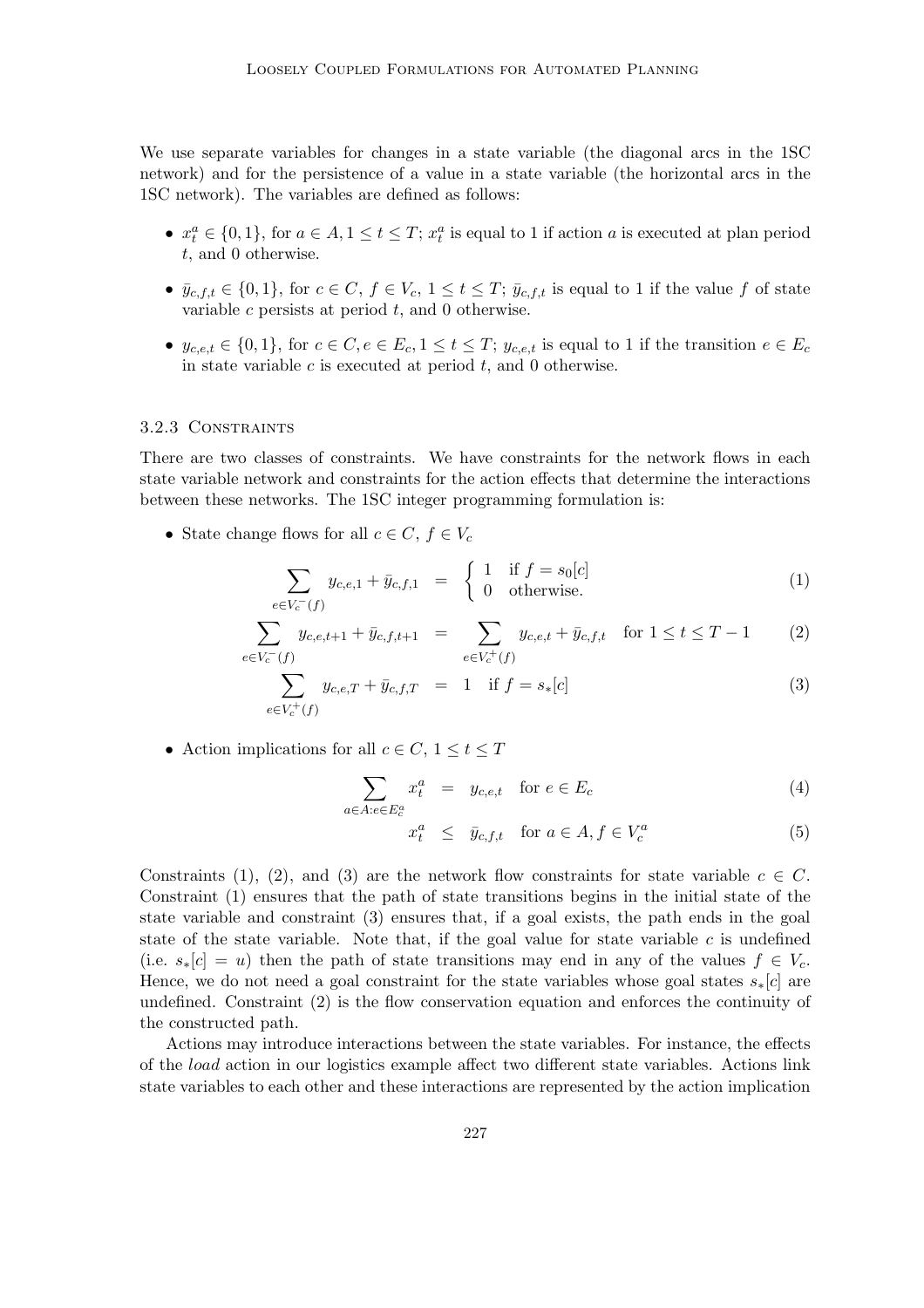We use separate variables for changes in a state variable (the diagonal arcs in the 1SC network) and for the persistence of a value in a state variable (the horizontal arcs in the 1SC network). The variables are defined as follows:

- $x_t^a \in \{0, 1\}$, for $a \in A, 1 \leq t \leq T$; $x_t^a$ is equal to 1 if action $a$ is executed at plan period $t$, and 0 otherwise.
- $\bar{y}_{c,f,t} \in \{0, 1\}$, for $c \in C$, $f \in V_c$, $1 \leq t \leq T$; $\bar{y}_{c,f,t}$ is equal to 1 if the value $f$ of state variable $c$ persists at period $t$, and 0 otherwise.
- $y_{c,e,t} \in \{0, 1\}$, for $c \in C, e \in E_c, 1 \leq t \leq T$; $y_{c,e,t}$ is equal to 1 if the transition $e \in E_c$ in state variable $c$ is executed at period $t$, and 0 otherwise.

### 3.2.3 Constraints

There are two classes of constraints. We have constraints for the network flows in each state variable network and constraints for the action effects that determine the interactions between these networks. The 1SC integer programming formulation is:

- State change flows for all $c \in C$, $f \in V_c$

$$\sum_{e \in V_c^-(f)} y_{c,e,1} + \bar{y}_{c,f,1} = \begin{cases} 1 & \text{if } f = s_0[c] \\ 0 & \text{otherwise.} \end{cases} \tag{1}$$

$$\sum_{e \in V_c^-(f)} y_{c,e,t+1} + \bar{y}_{c,f,t+1} = \sum_{e \in V_c^+(f)} y_{c,e,t} + \bar{y}_{c,f,t} \quad \text{for } 1 \leq t \leq T-1 \tag{2}$$

$$\sum_{e \in V_c^+(f)} y_{c,e,T} + \bar{y}_{c,f,T} = 1 \quad \text{if } f = s_*[c] \tag{3}$$

- Action implications for all $c \in C$, $1 \leq t \leq T$

$$\sum_{a \in A: e \in E_c^a} x_t^a = y_{c,e,t} \quad \text{for } e \in E_c \tag{4}$$

$$x_t^a \leq \bar{y}_{c,f,t} \quad \text{for } a \in A, f \in V_c^a \tag{5}$$

Constraints (1), (2), and (3) are the network flow constraints for state variable $c \in C$. Constraint (1) ensures that the path of state transitions begins in the initial state of the state variable and constraint (3) ensures that, if a goal exists, the path ends in the goal state of the state variable. Note that, if the goal value for state variable $c$ is undefined (i.e. $s_*[c] = u$) then the path of state transitions may end in any of the values $f \in V_c$. Hence, we do not need a goal constraint for the state variables whose goal states $s_*[c]$ are undefined. Constraint (2) is the flow conservation equation and enforces the continuity of the constructed path.

Actions may introduce interactions between the state variables. For instance, the effects of the *load* action in our logistics example affect two different state variables. Actions link state variables to each other and these interactions are represented by the action implication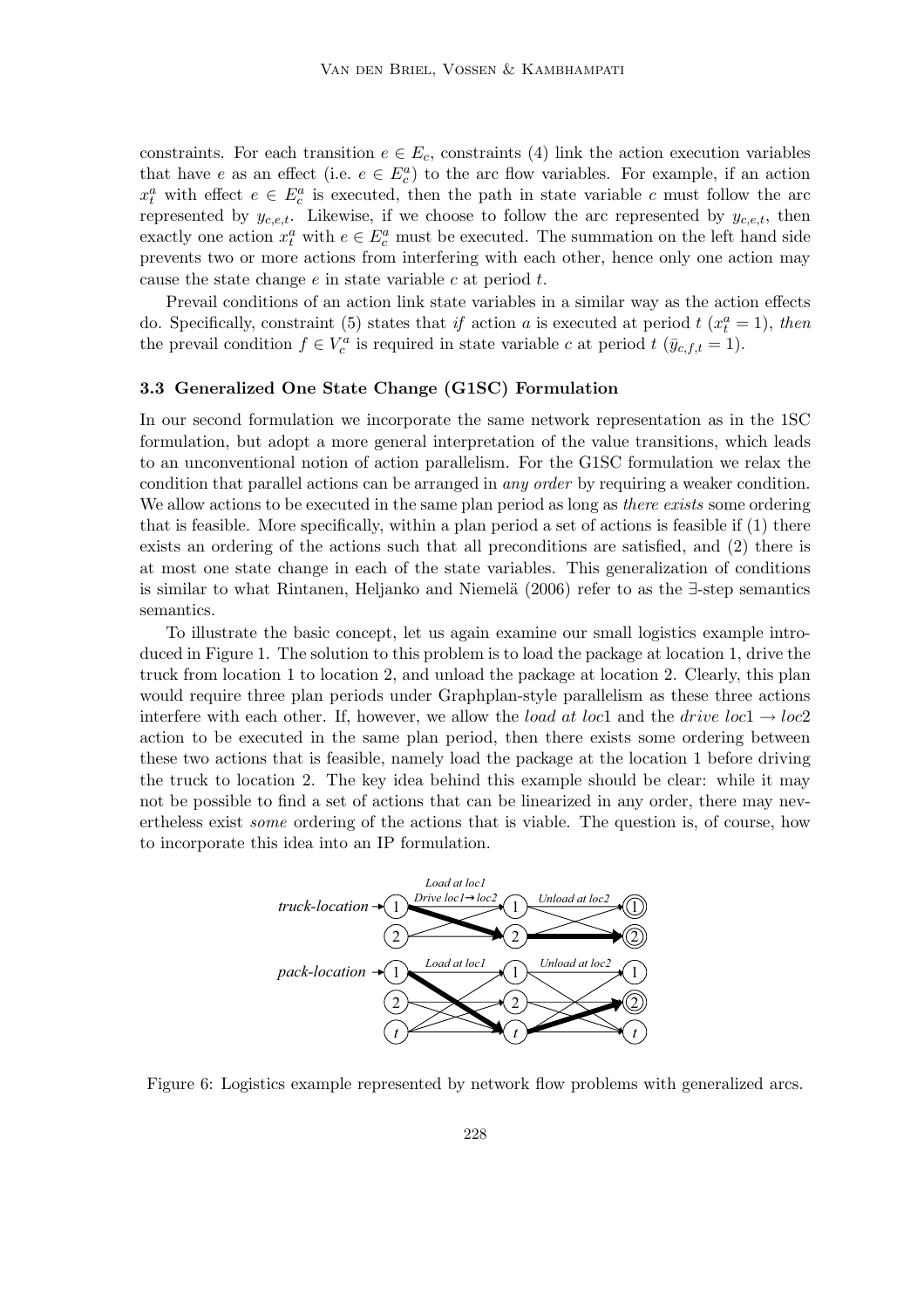constraints. For each transition $e \in E_c$, constraints (4) link the action execution variables that have $e$ as an effect (i.e. $e \in E^a_c$) to the arc flow variables. For example, if an action $x^a_t$ with effect $e \in E^a_c$ is executed, then the path in state variable $c$ must follow the arc represented by $y_{c,e,t}$. Likewise, if we choose to follow the arc represented by $y_{c,e,t}$, then exactly one action $x^a_t$ with $e \in E^a_c$ must be executed. The summation on the left hand side prevents two or more actions from interfering with each other, hence only one action may cause the state change $e$ in state variable $c$ at period $t$.

Prevail conditions of an action link state variables in a similar way as the action effects do. Specifically, constraint (5) states that *if* action $a$ is executed at period $t$ ($x^a_t = 1$), *then* the prevail condition $f \in V^a_c$ is required in state variable $c$ at period $t$ ($\bar{y}_{c,f,t} = 1$).

### 3.3 Generalized One State Change (G1SC) Formulation

In our second formulation we incorporate the same network representation as in the 1SC formulation, but adopt a more general interpretation of the value transitions, which leads to an unconventional notion of action parallelism. For the G1SC formulation we relax the condition that parallel actions can be arranged in *any order* by requiring a weaker condition. We allow actions to be executed in the same plan period as long as *there exists* some ordering that is feasible. More specifically, within a plan period a set of actions is feasible if (1) there exists an ordering of the actions such that all preconditions are satisfied, and (2) there is at most one state change in each of the state variables. This generalization of conditions is similar to what Rintanen, Heljanko and Niemelä (2006) refer to as the ∃-step semantics semantics.

To illustrate the basic concept, let us again examine our small logistics example introduced in Figure 1. The solution to this problem is to load the package at location 1, drive the truck from location 1 to location 2, and unload the package at location 2. Clearly, this plan would require three plan periods under Graphplan-style parallelism as these three actions interfere with each other. If, however, we allow the *load at loc*1 and the *drive loc*1 → *loc*2 action to be executed in the same plan period, then there exists some ordering between these two actions that is feasible, namely load the package at the location 1 before driving the truck to location 2. The key idea behind this example should be clear: while it may not be possible to find a set of actions that can be linearized in any order, there may nevertheless exist *some* ordering of the actions that is viable. The question is, of course, how to incorporate this idea into an IP formulation.

Figure 6: Logistics example represented by network flow problems with generalized arcs.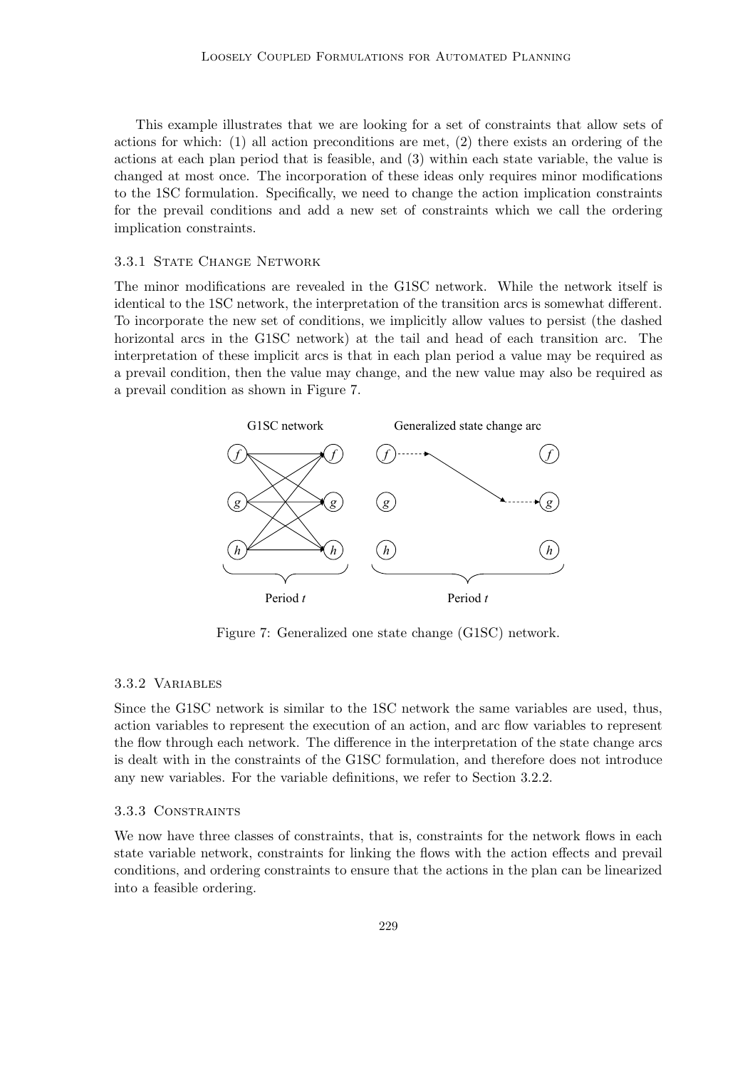This example illustrates that we are looking for a set of constraints that allow sets of actions for which: (1) all action preconditions are met, (2) there exists an ordering of the actions at each plan period that is feasible, and (3) within each state variable, the value is changed at most once. The incorporation of these ideas only requires minor modifications to the 1SC formulation. Specifically, we need to change the action implication constraints for the prevail conditions and add a new set of constraints which we call the ordering implication constraints.

### 3.3.1 State Change Network

The minor modifications are revealed in the G1SC network. While the network itself is identical to the 1SC network, the interpretation of the transition arcs is somewhat different. To incorporate the new set of conditions, we implicitly allow values to persist (the dashed horizontal arcs in the G1SC network) at the tail and head of each transition arc. The interpretation of these implicit arcs is that in each plan period a value may be required as a prevail condition, then the value may change, and the new value may also be required as a prevail condition as shown in Figure 7.

Figure 7: Generalized one state change (G1SC) network.

### 3.3.2 Variables

Since the G1SC network is similar to the 1SC network the same variables are used, thus, action variables to represent the execution of an action, and arc flow variables to represent the flow through each network. The difference in the interpretation of the state change arcs is dealt with in the constraints of the G1SC formulation, and therefore does not introduce any new variables. For the variable definitions, we refer to Section 3.2.2.

### 3.3.3 Constraints

We now have three classes of constraints, that is, constraints for the network flows in each state variable network, constraints for linking the flows with the action effects and prevail conditions, and ordering constraints to ensure that the actions in the plan can be linearized into a feasible ordering.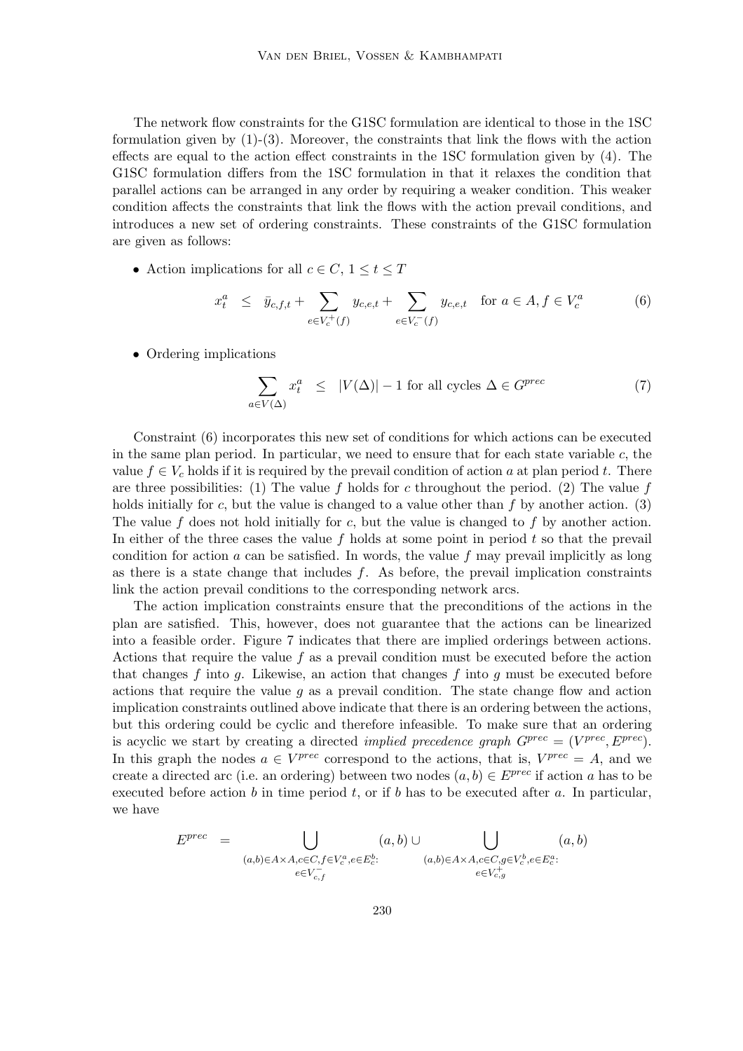The network flow constraints for the G1SC formulation are identical to those in the 1SC formulation given by (1)-(3). Moreover, the constraints that link the flows with the action effects are equal to the action effect constraints in the 1SC formulation given by (4). The G1SC formulation differs from the 1SC formulation in that it relaxes the condition that parallel actions can be arranged in any order by requiring a weaker condition. This weaker condition affects the constraints that link the flows with the action prevail conditions, and introduces a new set of ordering constraints. These constraints of the G1SC formulation are given as follows:

- Action implications for all $c \in C$, $1 \leq t \leq T$

$$x_t^a \quad \leq \quad \bar{y}_{c,f,t} + \sum_{e \in V_c^+(f)} y_{c,e,t} + \sum_{e \in V_c^-(f)} y_{c,e,t} \quad \text{for } a \in A, f \in V_c^a \tag{6}$$

- Ordering implications

$$\sum_{a \in V(\Delta)} x_t^a \quad \leq \quad |V(\Delta)| - 1 \text{ for all cycles } \Delta \in G^{prec} \tag{7}$$

Constraint (6) incorporates this new set of conditions for which actions can be executed in the same plan period. In particular, we need to ensure that for each state variable $c$, the value $f \in V_c$ holds if it is required by the prevail condition of action $a$ at plan period $t$. There are three possibilities: (1) The value $f$ holds for $c$ throughout the period. (2) The value $f$ holds initially for $c$, but the value is changed to a value other than $f$ by another action. (3) The value $f$ does not hold initially for $c$, but the value is changed to $f$ by another action. In either of the three cases the value $f$ holds at some point in period $t$ so that the prevail condition for action $a$ can be satisfied. In words, the value $f$ may prevail implicitly as long as there is a state change that includes $f$. As before, the prevail implication constraints link the action prevail conditions to the corresponding network arcs.

The action implication constraints ensure that the preconditions of the actions in the plan are satisfied. This, however, does not guarantee that the actions can be linearized into a feasible order. Figure 7 indicates that there are implied orderings between actions. Actions that require the value $f$ as a prevail condition must be executed before the action that changes $f$ into $g$. Likewise, an action that changes $f$ into $g$ must be executed before actions that require the value $g$ as a prevail condition. The state change flow and action implication constraints outlined above indicate that there is an ordering between the actions, but this ordering could be cyclic and therefore infeasible. To make sure that an ordering is acyclic we start by creating a directed *implied precedence graph* $G^{prec} = (V^{prec}, E^{prec})$. In this graph the nodes $a \in V^{prec}$ correspond to the actions, that is, $V^{prec} = A$, and we create a directed arc (i.e. an ordering) between two nodes $(a, b) \in E^{prec}$ if action $a$ has to be executed before action $b$ in time period $t$, or if $b$ has to be executed after $a$. In particular, we have

$$E^{prec} \quad = \bigcup_{\substack{(a,b) \in A \times A, c \in C, f \in V_c^a, e \in E_c^b: \\ e \in V_{c,f}^-}} (a, b) \cup \bigcup_{\substack{(a,b) \in A \times A, c \in C, g \in V_c^b, e \in E_c^a: \\ e \in V_{c,g}^+}} (a, b)$$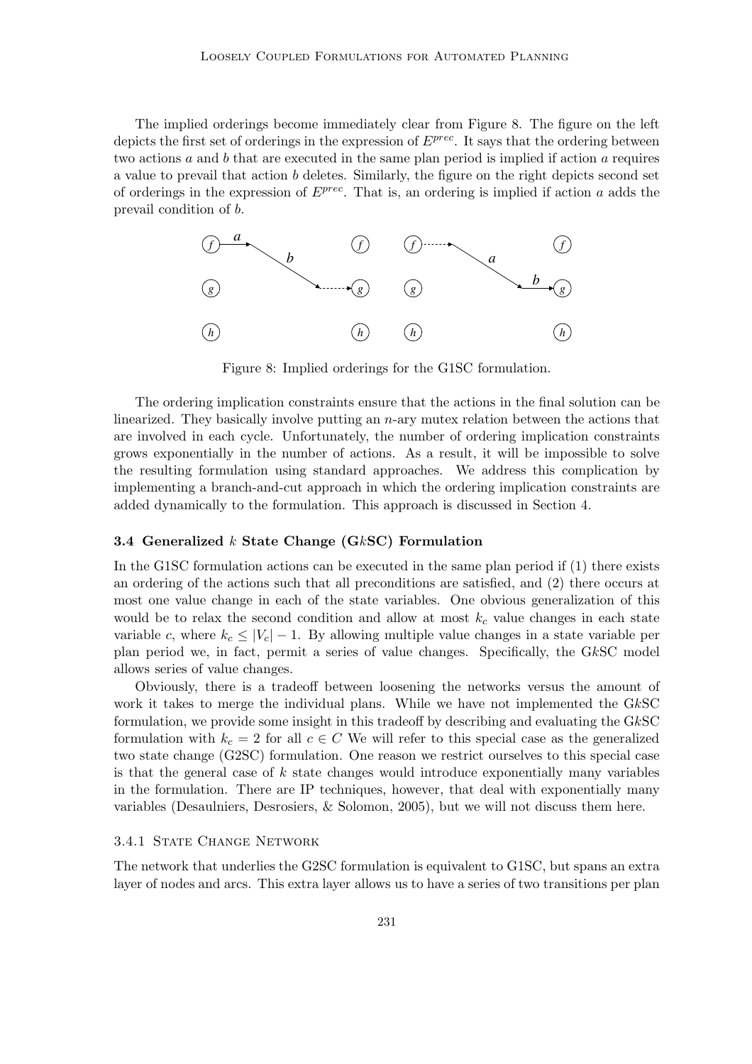The implied orderings become immediately clear from Figure 8. The figure on the left depicts the first set of orderings in the expression of $E^{prec}$. It says that the ordering between two actions $a$ and $b$ that are executed in the same plan period is implied if action $a$ requires a value to prevail that action $b$ deletes. Similarly, the figure on the right depicts second set of orderings in the expression of $E^{prec}$. That is, an ordering is implied if action $a$ adds the prevail condition of $b$.

Figure 8: Implied orderings for the G1SC formulation.

The ordering implication constraints ensure that the actions in the final solution can be linearized. They basically involve putting an $n$-ary mutex relation between the actions that are involved in each cycle. Unfortunately, the number of ordering implication constraints grows exponentially in the number of actions. As a result, it will be impossible to solve the resulting formulation using standard approaches. We address this complication by implementing a branch-and-cut approach in which the ordering implication constraints are added dynamically to the formulation. This approach is discussed in Section 4.

### 3.4 Generalized $k$ State Change (G$k$SC) Formulation

In the G1SC formulation actions can be executed in the same plan period if (1) there exists an ordering of the actions such that all preconditions are satisfied, and (2) there occurs at most one value change in each of the state variables. One obvious generalization of this would be to relax the second condition and allow at most $k_c$ value changes in each state variable $c$, where $k_c \leq |V_c| - 1$. By allowing multiple value changes in a state variable per plan period we, in fact, permit a series of value changes. Specifically, the G$k$SC model allows series of value changes.

Obviously, there is a tradeoff between loosening the networks versus the amount of work it takes to merge the individual plans. While we have not implemented the G$k$SC formulation, we provide some insight in this tradeoff by describing and evaluating the G$k$SC formulation with $k_c = 2$ for all $c \in C$ We will refer to this special case as the generalized two state change (G2SC) formulation. One reason we restrict ourselves to this special case is that the general case of $k$ state changes would introduce exponentially many variables in the formulation. There are IP techniques, however, that deal with exponentially many variables (Desaulniers, Desrosiers, & Solomon, 2005), but we will not discuss them here.

#### 3.4.1 State Change Network

The network that underlies the G2SC formulation is equivalent to G1SC, but spans an extra layer of nodes and arcs. This extra layer allows us to have a series of two transitions per plan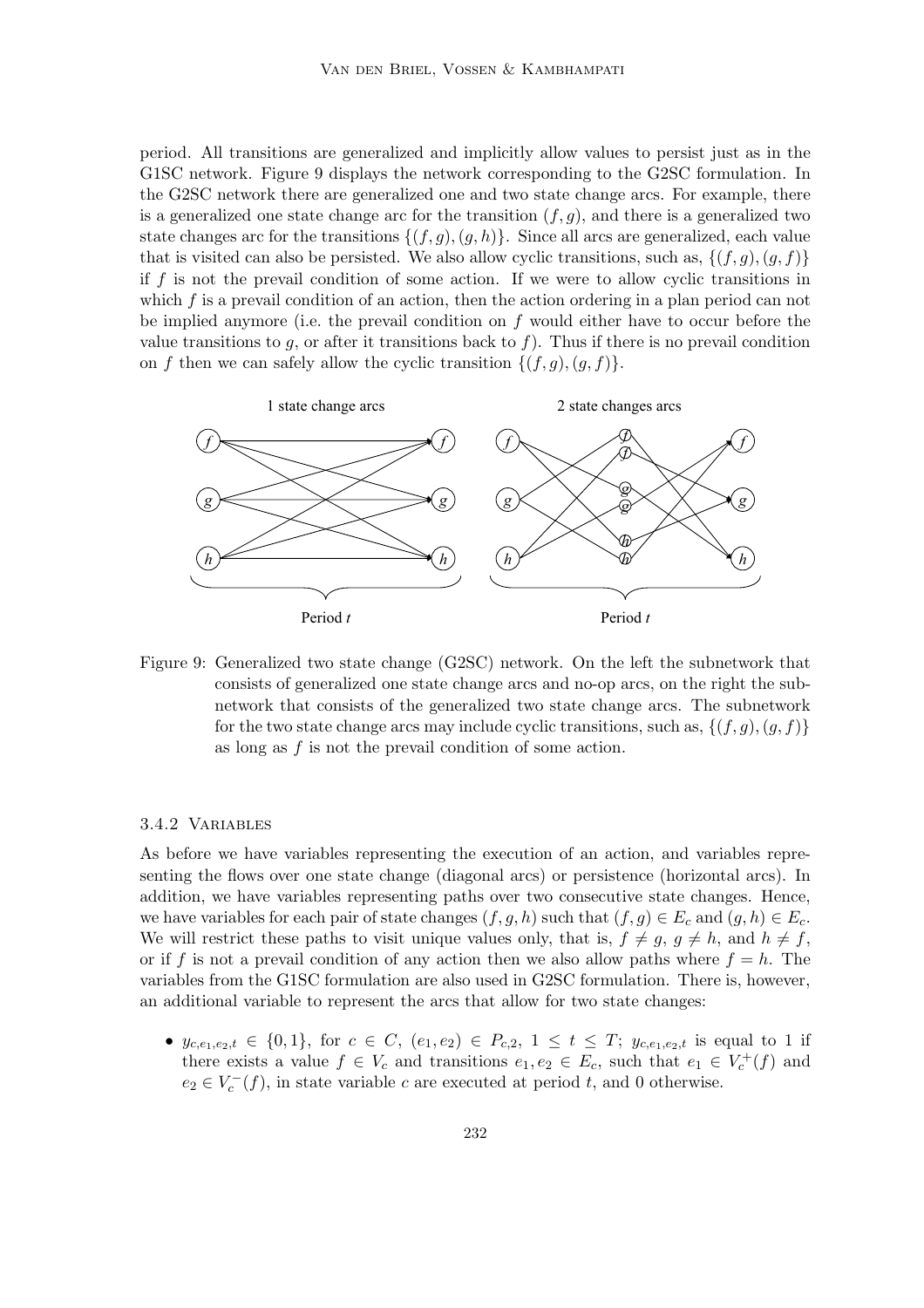period. All transitions are generalized and implicitly allow values to persist just as in the G1SC network. Figure 9 displays the network corresponding to the G2SC formulation. In the G2SC network there are generalized one and two state change arcs. For example, there is a generalized one state change arc for the transition $(f, g)$, and there is a generalized two state changes arc for the transitions $\{(f, g), (g, h)\}$. Since all arcs are generalized, each value that is visited can also be persisted. We also allow cyclic transitions, such as, $\{(f, g), (g, f)\}$ if $f$ is not the prevail condition of some action. If we were to allow cyclic transitions in which $f$ is a prevail condition of an action, then the action ordering in a plan period can not be implied anymore (i.e. the prevail condition on $f$ would either have to occur before the value transitions to $g$, or after it transitions back to $f$). Thus if there is no prevail condition on $f$ then we can safely allow the cyclic transition $\{(f, g), (g, f)\}$.

Figure 9: Generalized two state change (G2SC) network. On the left the subnetwork that consists of generalized one state change arcs and no-op arcs, on the right the subnetwork that consists of the generalized two state change arcs. The subnetwork for the two state change arcs may include cyclic transitions, such as, $\{(f, g), (g, f)\}$ as long as $f$ is not the prevail condition of some action.

### 3.4.2 Variables

As before we have variables representing the execution of an action, and variables representing the flows over one state change (diagonal arcs) or persistence (horizontal arcs). In addition, we have variables representing paths over two consecutive state changes. Hence, we have variables for each pair of state changes $(f, g, h)$ such that $(f, g) \in E_c$ and $(g, h) \in E_c$. We will restrict these paths to visit unique values only, that is, $f \neq g$, $g \neq h$, and $h \neq f$, or if $f$ is not a prevail condition of any action then we also allow paths where $f = h$. The variables from the G1SC formulation are also used in G2SC formulation. There is, however, an additional variable to represent the arcs that allow for two state changes:

- $y_{c,e_1,e_2,t} \in \{0, 1\}$, for $c \in C$, $(e_1, e_2) \in P_{c,2}$, $1 \leq t \leq T$; $y_{c,e_1,e_2,t}$ is equal to 1 if there exists a value $f \in V_c$ and transitions $e_1, e_2 \in E_c$, such that $e_1 \in V_c^+(f)$ and $e_2 \in V_c^-(f)$, in state variable $c$ are executed at period $t$, and 0 otherwise.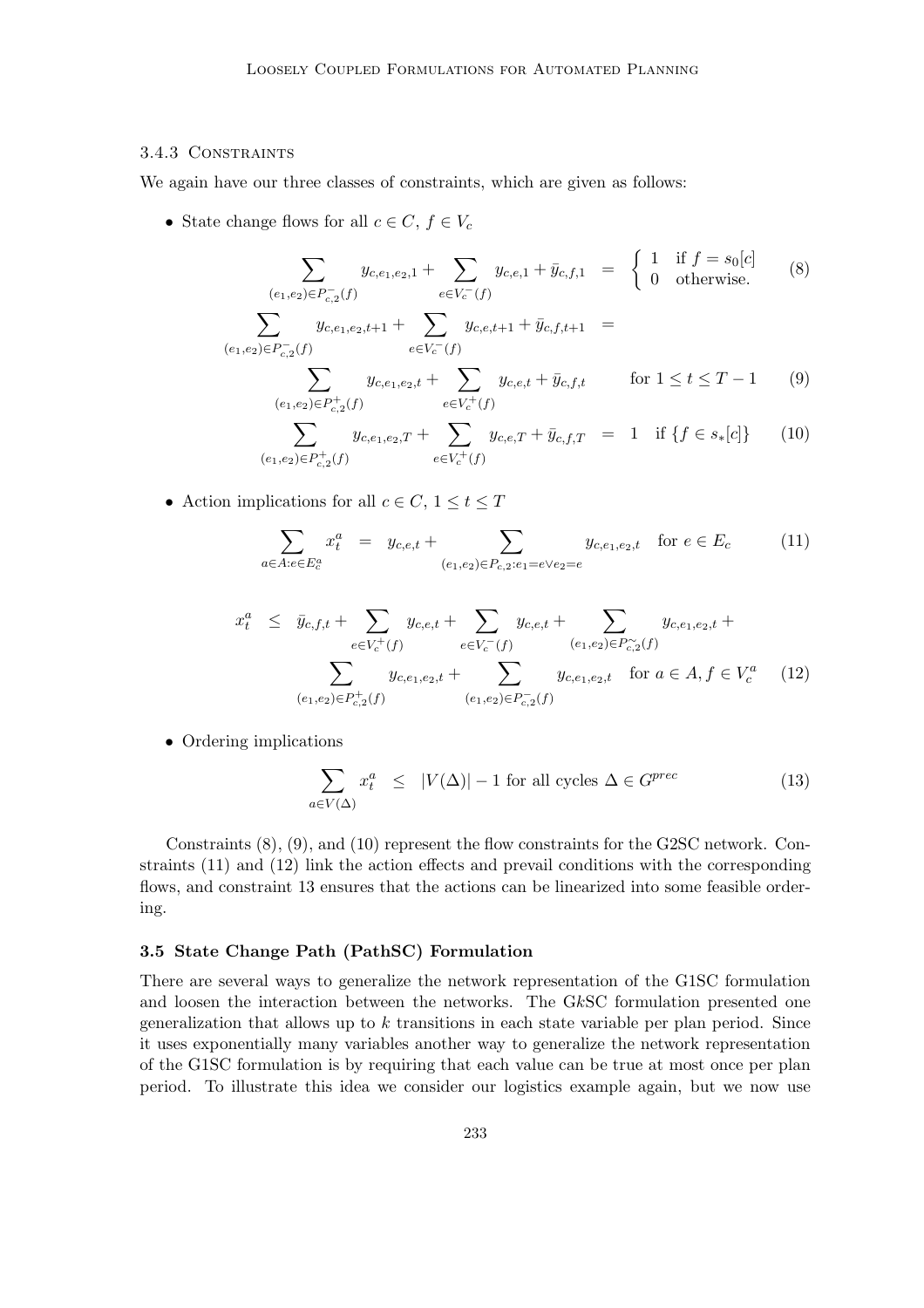#### 3.4.3 Constraints

We again have our three classes of constraints, which are given as follows:

- State change flows for all $c \in C$, $f \in V_c$

$$\sum_{(e_1,e_2) \in P^-_{c,2}(f)} y_{c,e_1,e_2,1} + \sum_{e \in V^-_c(f)} y_{c,e,1} + \bar{y}_{c,f,1} = \begin{cases} 1 & \text{if } f = s_0[c] \\ 0 & \text{otherwise.} \end{cases} \tag{8}$$

$$\sum_{(e_1,e_2) \in P^-_{c,2}(f)} y_{c,e_1,e_2,t+1} + \sum_{e \in V^-_c(f)} y_{c,e,t+1} + \bar{y}_{c,f,t+1} = \sum_{(e_1,e_2) \in P^+_{c,2}(f)} y_{c,e_1,e_2,t} + \sum_{e \in V^+_c(f)} y_{c,e,t} + \bar{y}_{c,f,t} \quad \text{for } 1 \leq t \leq T-1 \tag{9}$$

$$\sum_{(e_1,e_2) \in P^+_{c,2}(f)} y_{c,e_1,e_2,T} + \sum_{e \in V^+_c(f)} y_{c,e,T} + \bar{y}_{c,f,T} = 1 \quad \text{if } \{f \in s_*[c]\} \tag{10}$$

- Action implications for all $c \in C$, $1 \leq t \leq T$

$$\sum_{a \in A: e \in E^a_c} x^a_t = y_{c,e,t} + \sum_{(e_1,e_2) \in P_{c,2}: e_1 = e \vee e_2 = e} y_{c,e_1,e_2,t} \quad \text{for } e \in E_c \tag{11}$$

$$x^a_t \leq \bar{y}_{c,f,t} + \sum_{e \in V^+_c(f)} y_{c,e,t} + \sum_{e \in V^-_c(f)} y_{c,e,t} + \sum_{(e_1,e_2) \in P^{\sim}_{c,2}(f)} y_{c,e_1,e_2,t} + \sum_{(e_1,e_2) \in P^+_{c,2}(f)} y_{c,e_1,e_2,t} + \sum_{(e_1,e_2) \in P^-_{c,2}(f)} y_{c,e_1,e_2,t} \quad \text{for } a \in A, f \in V^a_c \tag{12}$$

- Ordering implications

$$\sum_{a \in V(\Delta)} x^a_t \leq |V(\Delta)| - 1 \text{ for all cycles } \Delta \in G^{prec} \tag{13}$$

Constraints (8), (9), and (10) represent the flow constraints for the G2SC network. Constraints (11) and (12) link the action effects and prevail conditions with the corresponding flows, and constraint 13 ensures that the actions can be linearized into some feasible ordering.

### 3.5 State Change Path (PathSC) Formulation

There are several ways to generalize the network representation of the G1SC formulation and loosen the interaction between the networks. The G$k$SC formulation presented one generalization that allows up to $k$ transitions in each state variable per plan period. Since it uses exponentially many variables another way to generalize the network representation of the G1SC formulation is by requiring that each value can be true at most once per plan period. To illustrate this idea we consider our logistics example again, but we now use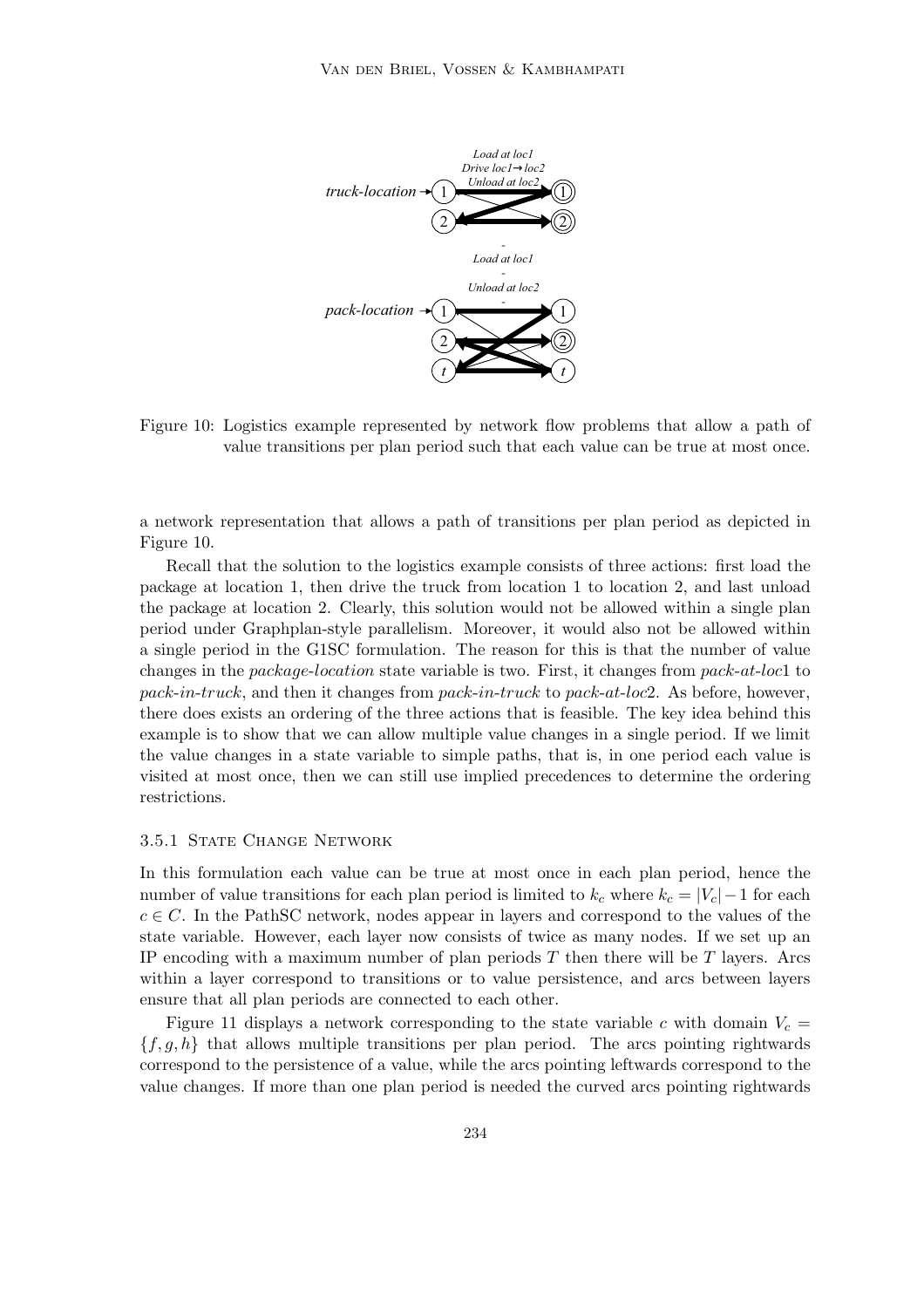Figure 10: Logistics example represented by network flow problems that allow a path of value transitions per plan period such that each value can be true at most once.

a network representation that allows a path of transitions per plan period as depicted in Figure 10.

Recall that the solution to the logistics example consists of three actions: first load the package at location 1, then drive the truck from location 1 to location 2, and last unload the package at location 2. Clearly, this solution would not be allowed within a single plan period under Graphplan-style parallelism. Moreover, it would also not be allowed within a single period in the G1SC formulation. The reason for this is that the number of value changes in the *package-location* state variable is two. First, it changes from *pack-at-loc*1 to *pack-in-truck*, and then it changes from *pack-in-truck* to *pack-at-loc*2. As before, however, there does exists an ordering of the three actions that is feasible. The key idea behind this example is to show that we can allow multiple value changes in a single period. If we limit the value changes in a state variable to simple paths, that is, in one period each value is visited at most once, then we can still use implied precedences to determine the ordering restrictions.

### 3.5.1 State Change Network

In this formulation each value can be true at most once in each plan period, hence the number of value transitions for each plan period is limited to $k_c$ where $k_c = |V_c| - 1$ for each $c \in C$. In the PathSC network, nodes appear in layers and correspond to the values of the state variable. However, each layer now consists of twice as many nodes. If we set up an IP encoding with a maximum number of plan periods $T$ then there will be $T$ layers. Arcs within a layer correspond to transitions or to value persistence, and arcs between layers ensure that all plan periods are connected to each other.

Figure 11 displays a network corresponding to the state variable $c$ with domain $V_c = \{f, g, h\}$ that allows multiple transitions per plan period. The arcs pointing rightwards correspond to the persistence of a value, while the arcs pointing leftwards correspond to the value changes. If more than one plan period is needed the curved arcs pointing rightwards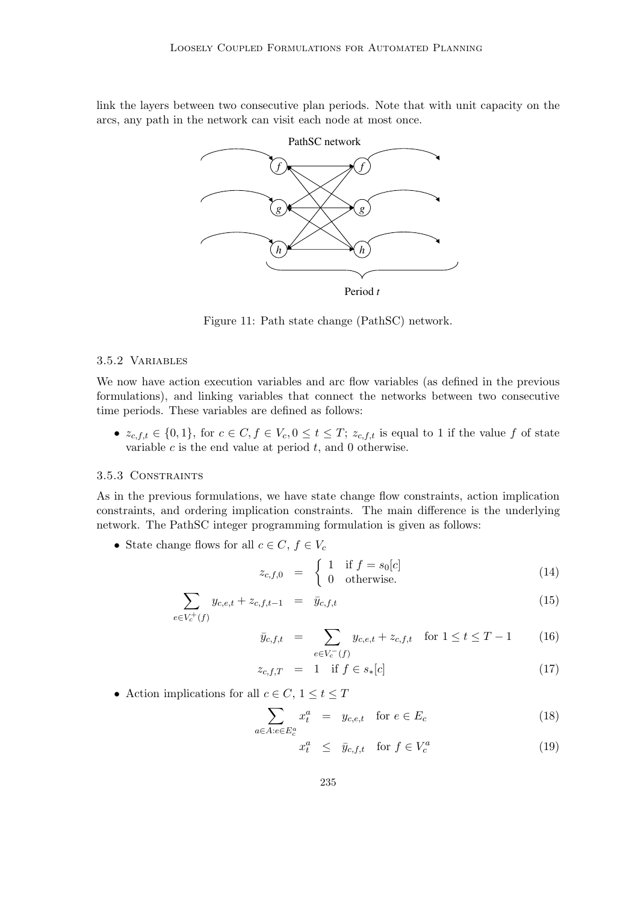link the layers between two consecutive plan periods. Note that with unit capacity on the arcs, any path in the network can visit each node at most once.

Figure 11: Path state change (PathSC) network.

### 3.5.2 Variables

We now have action execution variables and arc flow variables (as defined in the previous formulations), and linking variables that connect the networks between two consecutive time periods. These variables are defined as follows:

- $z_{c,f,t} \in \{0,1\}$, for $c \in C, f \in V_c, 0 \leq t \leq T$; $z_{c,f,t}$ is equal to 1 if the value $f$ of state variable $c$ is the end value at period $t$, and 0 otherwise.

### 3.5.3 Constraints

As in the previous formulations, we have state change flow constraints, action implication constraints, and ordering implication constraints. The main difference is the underlying network. The PathSC integer programming formulation is given as follows:

- State change flows for all $c \in C$, $f \in V_c$

$$z_{c,f,0} = \begin{cases} 1 & \text{if } f = s_0[c] \\ 0 & \text{otherwise.} \end{cases} \tag{14}$$

$$\sum_{e \in V_c^+(f)} y_{c,e,t} + z_{c,f,t-1} = \bar{y}_{c,f,t} \tag{15}$$

$$\bar{y}_{c,f,t} = \sum_{e \in V_c^-(f)} y_{c,e,t} + z_{c,f,t} \quad \text{for } 1 \leq t \leq T-1 \tag{16}$$

$$z_{c,f,T} = 1 \quad \text{if } f \in s_*[c] \tag{17}$$

- Action implications for all $c \in C$, $1 \leq t \leq T$

$$\sum_{a \in A: e \in E_c^a} x_t^a = y_{c,e,t} \quad \text{for } e \in E_c \tag{18}$$

$$x_t^a \leq \bar{y}_{c,f,t} \quad \text{for } f \in V_c^a \tag{19}$$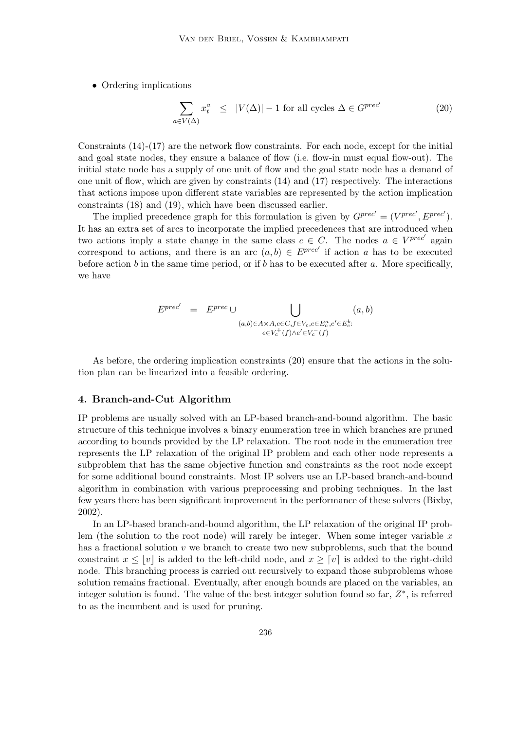- Ordering implications

$$\sum_{a \in V(\Delta)} x_t^a \quad \leq \quad |V(\Delta)| - 1 \text{ for all cycles } \Delta \in G^{prec'} \tag{20}$$

Constraints (14)-(17) are the network flow constraints. For each node, except for the initial and goal state nodes, they ensure a balance of flow (i.e. flow-in must equal flow-out). The initial state node has a supply of one unit of flow and the goal state node has a demand of one unit of flow, which are given by constraints (14) and (17) respectively. The interactions that actions impose upon different state variables are represented by the action implication constraints (18) and (19), which have been discussed earlier.

The implied precedence graph for this formulation is given by $G^{prec'} = (V^{prec'}, E^{prec'})$. It has an extra set of arcs to incorporate the implied precedences that are introduced when two actions imply a state change in the same class $c \in C$. The nodes $a \in V^{prec'}$ again correspond to actions, and there is an arc $(a, b) \in E^{prec'}$ if action $a$ has to be executed before action $b$ in the same time period, or if $b$ has to be executed after $a$. More specifically, we have

$$E^{prec'} \quad = \quad E^{prec} \cup \bigcup_{\substack{(a,b) \in A \times A, c \in C, f \in V_c, e \in E_c^a, e' \in E_c^b: \\ e \in V_c^+(f) \wedge e' \in V_c^-(f)}} (a, b)$$

As before, the ordering implication constraints (20) ensure that the actions in the solution plan can be linearized into a feasible ordering.

## 4. Branch-and-Cut Algorithm

IP problems are usually solved with an LP-based branch-and-bound algorithm. The basic structure of this technique involves a binary enumeration tree in which branches are pruned according to bounds provided by the LP relaxation. The root node in the enumeration tree represents the LP relaxation of the original IP problem and each other node represents a subproblem that has the same objective function and constraints as the root node except for some additional bound constraints. Most IP solvers use an LP-based branch-and-bound algorithm in combination with various preprocessing and probing techniques. In the last few years there has been significant improvement in the performance of these solvers (Bixby, 2002).

In an LP-based branch-and-bound algorithm, the LP relaxation of the original IP problem (the solution to the root node) will rarely be integer. When some integer variable $x$ has a fractional solution $v$ we branch to create two new subproblems, such that the bound constraint $x \leq \lfloor v \rfloor$ is added to the left-child node, and $x \geq \lceil v \rceil$ is added to the right-child node. This branching process is carried out recursively to expand those subproblems whose solution remains fractional. Eventually, after enough bounds are placed on the variables, an integer solution is found. The value of the best integer solution found so far, $Z^*$, is referred to as the incumbent and is used for pruning.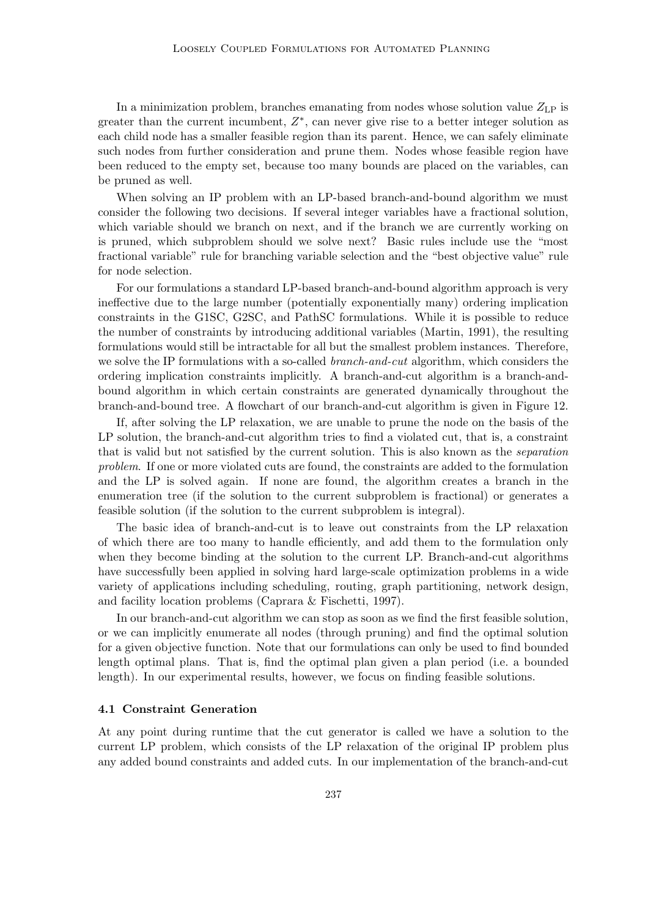In a minimization problem, branches emanating from nodes whose solution value $Z_{\text{LP}}$ is greater than the current incumbent, $Z^*$, can never give rise to a better integer solution as each child node has a smaller feasible region than its parent. Hence, we can safely eliminate such nodes from further consideration and prune them. Nodes whose feasible region have been reduced to the empty set, because too many bounds are placed on the variables, can be pruned as well.

When solving an IP problem with an LP-based branch-and-bound algorithm we must consider the following two decisions. If several integer variables have a fractional solution, which variable should we branch on next, and if the branch we are currently working on is pruned, which subproblem should we solve next? Basic rules include use the "most fractional variable" rule for branching variable selection and the "best objective value" rule for node selection.

For our formulations a standard LP-based branch-and-bound algorithm approach is very ineffective due to the large number (potentially exponentially many) ordering implication constraints in the G1SC, G2SC, and PathSC formulations. While it is possible to reduce the number of constraints by introducing additional variables (Martin, 1991), the resulting formulations would still be intractable for all but the smallest problem instances. Therefore, we solve the IP formulations with a so-called *branch-and-cut* algorithm, which considers the ordering implication constraints implicitly. A branch-and-cut algorithm is a branch-and-bound algorithm in which certain constraints are generated dynamically throughout the branch-and-bound tree. A flowchart of our branch-and-cut algorithm is given in Figure 12.

If, after solving the LP relaxation, we are unable to prune the node on the basis of the LP solution, the branch-and-cut algorithm tries to find a violated cut, that is, a constraint that is valid but not satisfied by the current solution. This is also known as the *separation problem*. If one or more violated cuts are found, the constraints are added to the formulation and the LP is solved again. If none are found, the algorithm creates a branch in the enumeration tree (if the solution to the current subproblem is fractional) or generates a feasible solution (if the solution to the current subproblem is integral).

The basic idea of branch-and-cut is to leave out constraints from the LP relaxation of which there are too many to handle efficiently, and add them to the formulation only when they become binding at the solution to the current LP. Branch-and-cut algorithms have successfully been applied in solving hard large-scale optimization problems in a wide variety of applications including scheduling, routing, graph partitioning, network design, and facility location problems (Caprara & Fischetti, 1997).

In our branch-and-cut algorithm we can stop as soon as we find the first feasible solution, or we can implicitly enumerate all nodes (through pruning) and find the optimal solution for a given objective function. Note that our formulations can only be used to find bounded length optimal plans. That is, find the optimal plan given a plan period (i.e. a bounded length). In our experimental results, however, we focus on finding feasible solutions.

### 4.1 Constraint Generation

At any point during runtime that the cut generator is called we have a solution to the current LP problem, which consists of the LP relaxation of the original IP problem plus any added bound constraints and added cuts. In our implementation of the branch-and-cut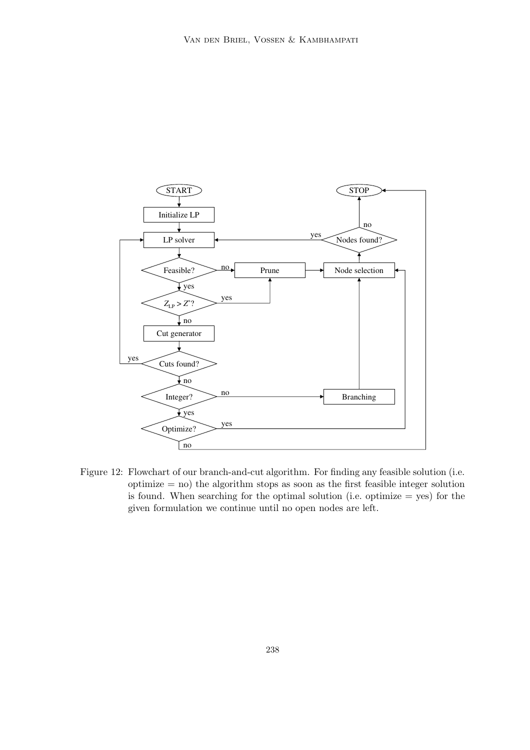Figure 12: Flowchart of our branch-and-cut algorithm. For finding any feasible solution (i.e. optimize = no) the algorithm stops as soon as the first feasible integer solution is found. When searching for the optimal solution (i.e. optimize = yes) for the given formulation we continue until no open nodes are left.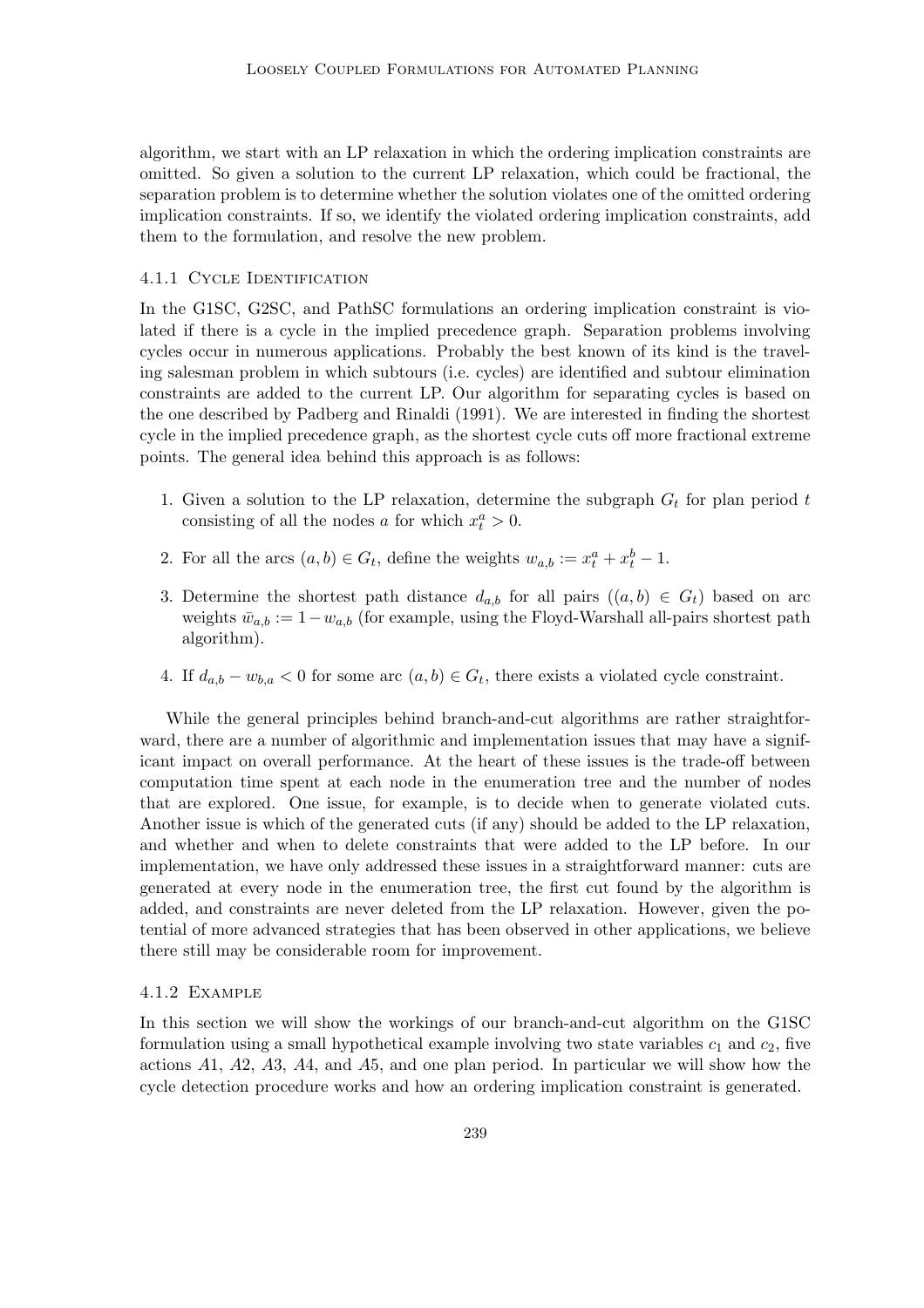algorithm, we start with an LP relaxation in which the ordering implication constraints are omitted. So given a solution to the current LP relaxation, which could be fractional, the separation problem is to determine whether the solution violates one of the omitted ordering implication constraints. If so, we identify the violated ordering implication constraints, add them to the formulation, and resolve the new problem.

#### 4.1.1 Cycle Identification

In the G1SC, G2SC, and PathSC formulations an ordering implication constraint is violated if there is a cycle in the implied precedence graph. Separation problems involving cycles occur in numerous applications. Probably the best known of its kind is the traveling salesman problem in which subtours (i.e. cycles) are identified and subtour elimination constraints are added to the current LP. Our algorithm for separating cycles is based on the one described by Padberg and Rinaldi (1991). We are interested in finding the shortest cycle in the implied precedence graph, as the shortest cycle cuts off more fractional extreme points. The general idea behind this approach is as follows:

1. Given a solution to the LP relaxation, determine the subgraph $G_t$ for plan period $t$ consisting of all the nodes $a$ for which $x_t^a > 0$.
2. For all the arcs $(a, b) \in G_t$, define the weights $w_{a,b} := x_t^a + x_t^b - 1$.
3. Determine the shortest path distance $d_{a,b}$ for all pairs $((a, b) \in G_t)$ based on arc weights $\bar{w}_{a,b} := 1 - w_{a,b}$ (for example, using the Floyd-Warshall all-pairs shortest path algorithm).
4. If $d_{a,b} - w_{b,a} < 0$ for some arc $(a, b) \in G_t$, there exists a violated cycle constraint.

While the general principles behind branch-and-cut algorithms are rather straightforward, there are a number of algorithmic and implementation issues that may have a significant impact on overall performance. At the heart of these issues is the trade-off between computation time spent at each node in the enumeration tree and the number of nodes that are explored. One issue, for example, is to decide when to generate violated cuts. Another issue is which of the generated cuts (if any) should be added to the LP relaxation, and whether and when to delete constraints that were added to the LP before. In our implementation, we have only addressed these issues in a straightforward manner: cuts are generated at every node in the enumeration tree, the first cut found by the algorithm is added, and constraints are never deleted from the LP relaxation. However, given the potential of more advanced strategies that has been observed in other applications, we believe there still may be considerable room for improvement.

#### 4.1.2 Example

In this section we will show the workings of our branch-and-cut algorithm on the G1SC formulation using a small hypothetical example involving two state variables $c_1$ and $c_2$, five actions $A1$, $A2$, $A3$, $A4$, and $A5$, and one plan period. In particular we will show how the cycle detection procedure works and how an ordering implication constraint is generated.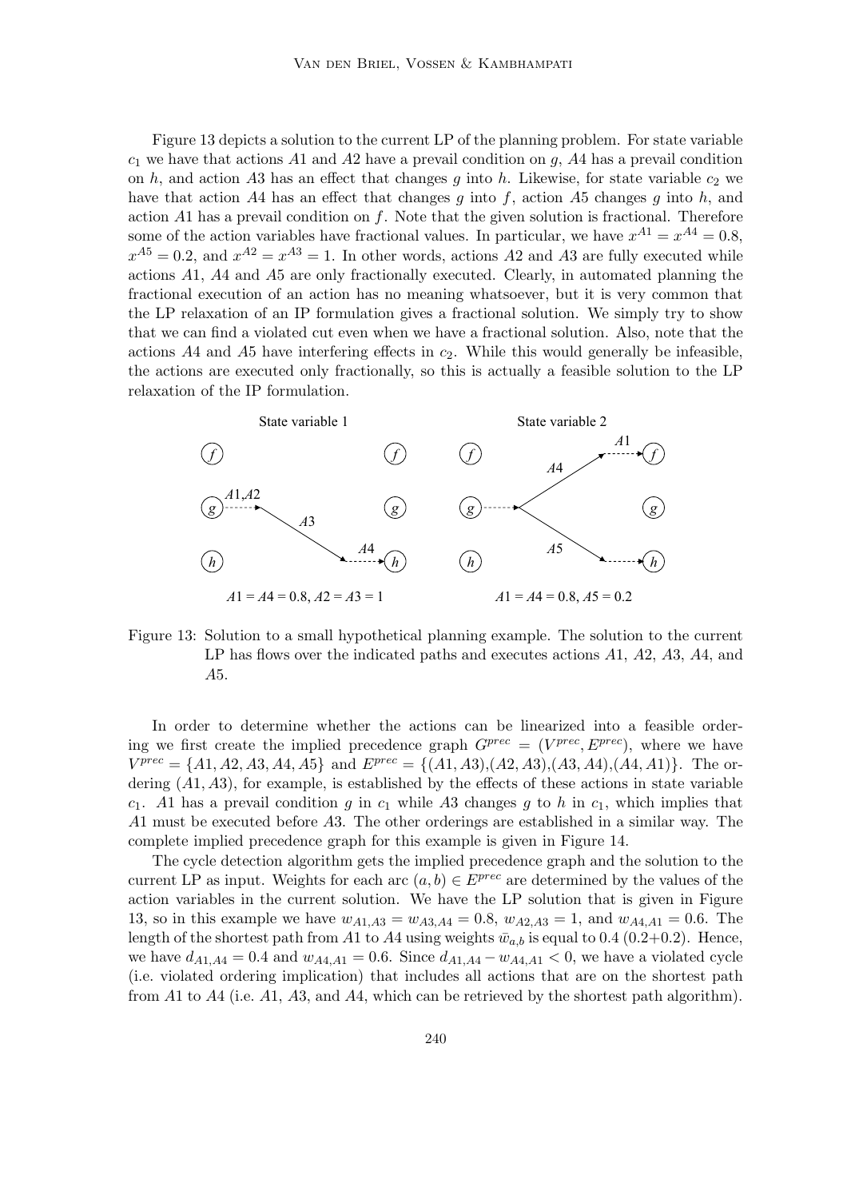Figure 13 depicts a solution to the current LP of the planning problem. For state variable $c_1$ we have that actions $A1$ and $A2$ have a prevail condition on $g$, $A4$ has a prevail condition on $h$, and action $A3$ has an effect that changes $g$ into $h$. Likewise, for state variable $c_2$ we have that action $A4$ has an effect that changes $g$ into $f$, action $A5$ changes $g$ into $h$, and action $A1$ has a prevail condition on $f$. Note that the given solution is fractional. Therefore some of the action variables have fractional values. In particular, we have $x^{A1} = x^{A4} = 0.8$, $x^{A5} = 0.2$, and $x^{A2} = x^{A3} = 1$. In other words, actions $A2$ and $A3$ are fully executed while actions $A1$, $A4$ and $A5$ are only fractionally executed. Clearly, in automated planning the fractional execution of an action has no meaning whatsoever, but it is very common that the LP relaxation of an IP formulation gives a fractional solution. We simply try to show that we can find a violated cut even when we have a fractional solution. Also, note that the actions $A4$ and $A5$ have interfering effects in $c_2$. While this would generally be infeasible, the actions are executed only fractionally, so this is actually a feasible solution to the LP relaxation of the IP formulation.

Figure 13: Solution to a small hypothetical planning example. The solution to the current LP has flows over the indicated paths and executes actions $A1$, $A2$, $A3$, $A4$, and $A5$.

In order to determine whether the actions can be linearized into a feasible ordering we first create the implied precedence graph $G^{prec} = (V^{prec}, E^{prec})$, where we have $V^{prec} = \{A1, A2, A3, A4, A5\}$ and $E^{prec} = \{(A1, A3), (A2, A3), (A3, A4), (A4, A1)\}$. The ordering $(A1, A3)$, for example, is established by the effects of these actions in state variable $c_1$. $A1$ has a prevail condition $g$ in $c_1$ while $A3$ changes $g$ to $h$ in $c_1$, which implies that $A1$ must be executed before $A3$. The other orderings are established in a similar way. The complete implied precedence graph for this example is given in Figure 14.

The cycle detection algorithm gets the implied precedence graph and the solution to the current LP as input. Weights for each arc $(a, b) \in E^{prec}$ are determined by the values of the action variables in the current solution. We have the LP solution that is given in Figure 13, so in this example we have $w_{A1,A3} = w_{A3,A4} = 0.8$, $w_{A2,A3} = 1$, and $w_{A4,A1} = 0.6$. The length of the shortest path from $A1$ to $A4$ using weights $\bar{w}_{a,b}$ is equal to 0.4 (0.2+0.2). Hence, we have $d_{A1,A4} = 0.4$ and $w_{A4,A1} = 0.6$. Since $d_{A1,A4} - w_{A4,A1} < 0$, we have a violated cycle (i.e. violated ordering implication) that includes all actions that are on the shortest path from $A1$ to $A4$ (i.e. $A1$, $A3$, and $A4$, which can be retrieved by the shortest path algorithm).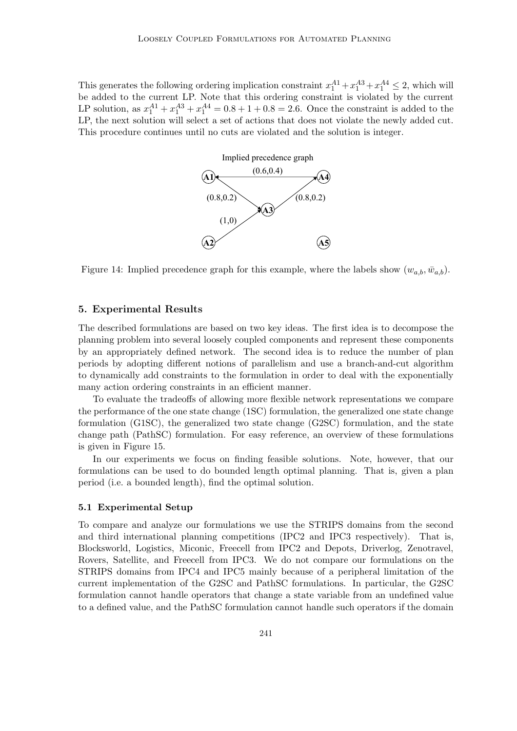This generates the following ordering implication constraint $x_1^{A1} + x_1^{A3} + x_1^{A4} \leq 2$, which will be added to the current LP. Note that this ordering constraint is violated by the current LP solution, as $x_1^{A1} + x_1^{A3} + x_1^{A4} = 0.8 + 1 + 0.8 = 2.6$. Once the constraint is added to the LP, the next solution will select a set of actions that does not violate the newly added cut. This procedure continues until no cuts are violated and the solution is integer.

Figure 14: Implied precedence graph for this example, where the labels show $(w_{a,b}, \bar{w}_{a,b})$.

## 5. Experimental Results

The described formulations are based on two key ideas. The first idea is to decompose the planning problem into several loosely coupled components and represent these components by an appropriately defined network. The second idea is to reduce the number of plan periods by adopting different notions of parallelism and use a branch-and-cut algorithm to dynamically add constraints to the formulation in order to deal with the exponentially many action ordering constraints in an efficient manner.

To evaluate the tradeoffs of allowing more flexible network representations we compare the performance of the one state change (1SC) formulation, the generalized one state change formulation (G1SC), the generalized two state change (G2SC) formulation, and the state change path (PathSC) formulation. For easy reference, an overview of these formulations is given in Figure 15.

In our experiments we focus on finding feasible solutions. Note, however, that our formulations can be used to do bounded length optimal planning. That is, given a plan period (i.e. a bounded length), find the optimal solution.

### 5.1 Experimental Setup

To compare and analyze our formulations we use the STRIPS domains from the second and third international planning competitions (IPC2 and IPC3 respectively). That is, Blocksworld, Logistics, Miconic, Freecell from IPC2 and Depots, Driverlog, Zenotravel, Rovers, Satellite, and Freecell from IPC3. We do not compare our formulations on the STRIPS domains from IPC4 and IPC5 mainly because of a peripheral limitation of the current implementation of the G2SC and PathSC formulations. In particular, the G2SC formulation cannot handle operators that change a state variable from an undefined value to a defined value, and the PathSC formulation cannot handle such operators if the domain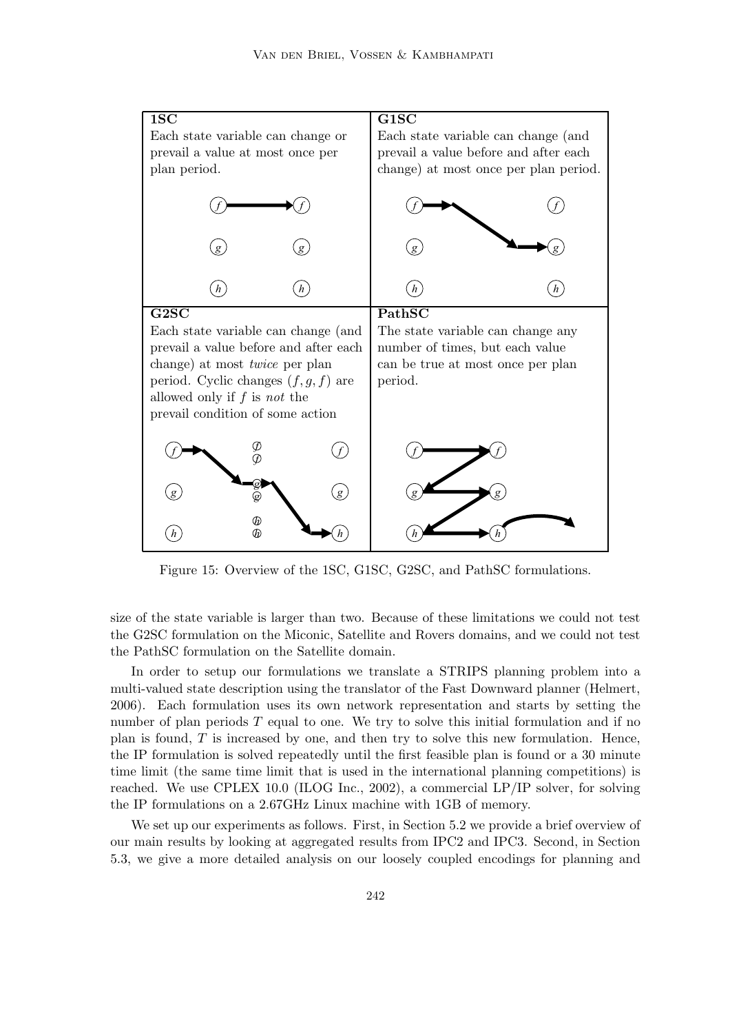| **1SC** | **G1SC** |
|---|---|
| Each state variable can change or prevail a value at most once per plan period. | Each state variable can change (and prevail a value before and after each change) at most once per plan period. |
| **G2SC** | **PathSC** |
| Each state variable can change (and prevail a value before and after each change) at most *twice* per plan period. Cyclic changes $(f, g, f)$ are allowed only if $f$ is *not* the prevail condition of some action | The state variable can change any number of times, but each value can be true at most once per plan period. |

Figure 15: Overview of the 1SC, G1SC, G2SC, and PathSC formulations.

size of the state variable is larger than two. Because of these limitations we could not test the G2SC formulation on the Miconic, Satellite and Rovers domains, and we could not test the PathSC formulation on the Satellite domain.

In order to setup our formulations we translate a STRIPS planning problem into a multi-valued state description using the translator of the Fast Downward planner (Helmert, 2006). Each formulation uses its own network representation and starts by setting the number of plan periods $T$ equal to one. We try to solve this initial formulation and if no plan is found, $T$ is increased by one, and then try to solve this new formulation. Hence, the IP formulation is solved repeatedly until the first feasible plan is found or a 30 minute time limit (the same time limit that is used in the international planning competitions) is reached. We use CPLEX 10.0 (ILOG Inc., 2002), a commercial LP/IP solver, for solving the IP formulations on a 2.67GHz Linux machine with 1GB of memory.

We set up our experiments as follows. First, in Section 5.2 we provide a brief overview of our main results by looking at aggregated results from IPC2 and IPC3. Second, in Section 5.3, we give a more detailed analysis on our loosely coupled encodings for planning and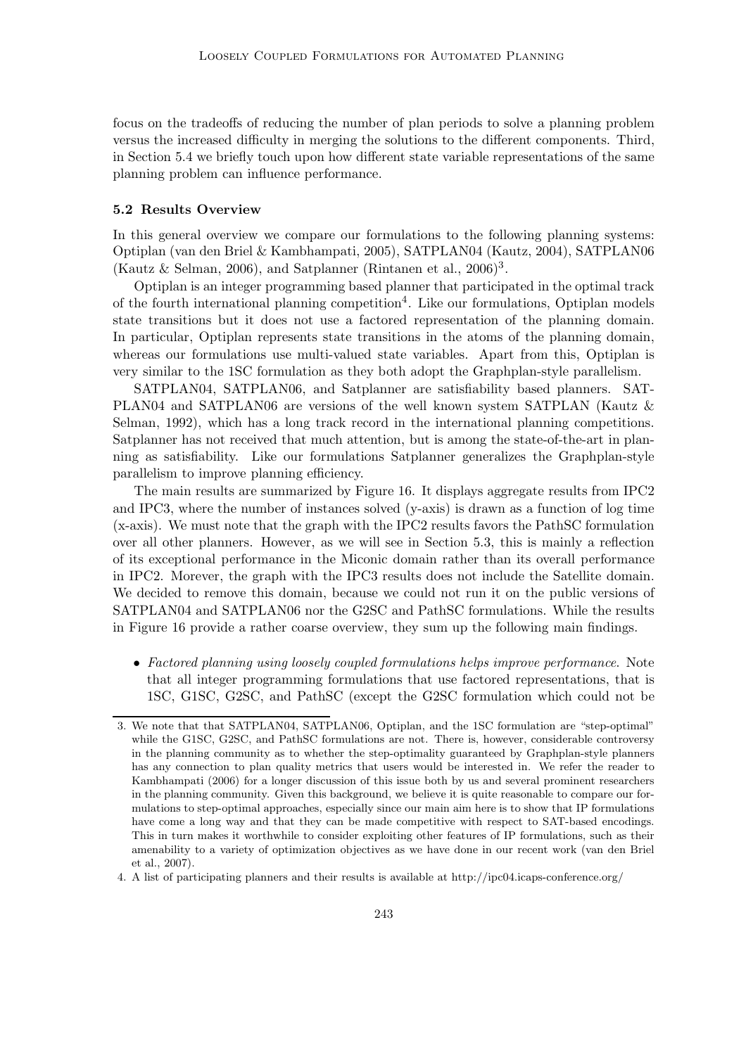focus on the tradeoffs of reducing the number of plan periods to solve a planning problem versus the increased difficulty in merging the solutions to the different components. Third, in Section 5.4 we briefly touch upon how different state variable representations of the same planning problem can influence performance.

### 5.2 Results Overview

In this general overview we compare our formulations to the following planning systems: Optiplan (van den Briel & Kambhampati, 2005), SATPLAN04 (Kautz, 2004), SATPLAN06 (Kautz & Selman, 2006), and Satplanner (Rintanen et al., 2006)[3].

Optiplan is an integer programming based planner that participated in the optimal track of the fourth international planning competition[4]. Like our formulations, Optiplan models state transitions but it does not use a factored representation of the planning domain. In particular, Optiplan represents state transitions in the atoms of the planning domain, whereas our formulations use multi-valued state variables. Apart from this, Optiplan is very similar to the 1SC formulation as they both adopt the Graphplan-style parallelism.

SATPLAN04, SATPLAN06, and Satplanner are satisfiability based planners. SATPLAN04 and SATPLAN06 are versions of the well known system SATPLAN (Kautz & Selman, 1992), which has a long track record in the international planning competitions. Satplanner has not received that much attention, but is among the state-of-the-art in planning as satisfiability. Like our formulations Satplanner generalizes the Graphplan-style parallelism to improve planning efficiency.

The main results are summarized by Figure 16. It displays aggregate results from IPC2 and IPC3, where the number of instances solved (y-axis) is drawn as a function of log time (x-axis). We must note that the graph with the IPC2 results favors the PathSC formulation over all other planners. However, as we will see in Section 5.3, this is mainly a reflection of its exceptional performance in the Miconic domain rather than its overall performance in IPC2. Morever, the graph with the IPC3 results does not include the Satellite domain. We decided to remove this domain, because we could not run it on the public versions of SATPLAN04 and SATPLAN06 nor the G2SC and PathSC formulations. While the results in Figure 16 provide a rather coarse overview, they sum up the following main findings.

- *Factored planning using loosely coupled formulations helps improve performance.* Note that all integer programming formulations that use factored representations, that is 1SC, G1SC, G2SC, and PathSC (except the G2SC formulation which could not be

3. We note that that SATPLAN04, SATPLAN06, Optiplan, and the 1SC formulation are "step-optimal" while the G1SC, G2SC, and PathSC formulations are not. There is, however, considerable controversy in the planning community as to whether the step-optimality guaranteed by Graphplan-style planners has any connection to plan quality metrics that users would be interested in. We refer the reader to Kambhampati (2006) for a longer discussion of this issue both by us and several prominent researchers in the planning community. Given this background, we believe it is quite reasonable to compare our formulations to step-optimal approaches, especially since our main aim here is to show that IP formulations have come a long way and that they can be made competitive with respect to SAT-based encodings. This in turn makes it worthwhile to consider exploiting other features of IP formulations, such as their amenability to a variety of optimization objectives as we have done in our recent work (van den Briel et al., 2007).

4. A list of participating planners and their results is available at http://ipc04.icaps-conference.org/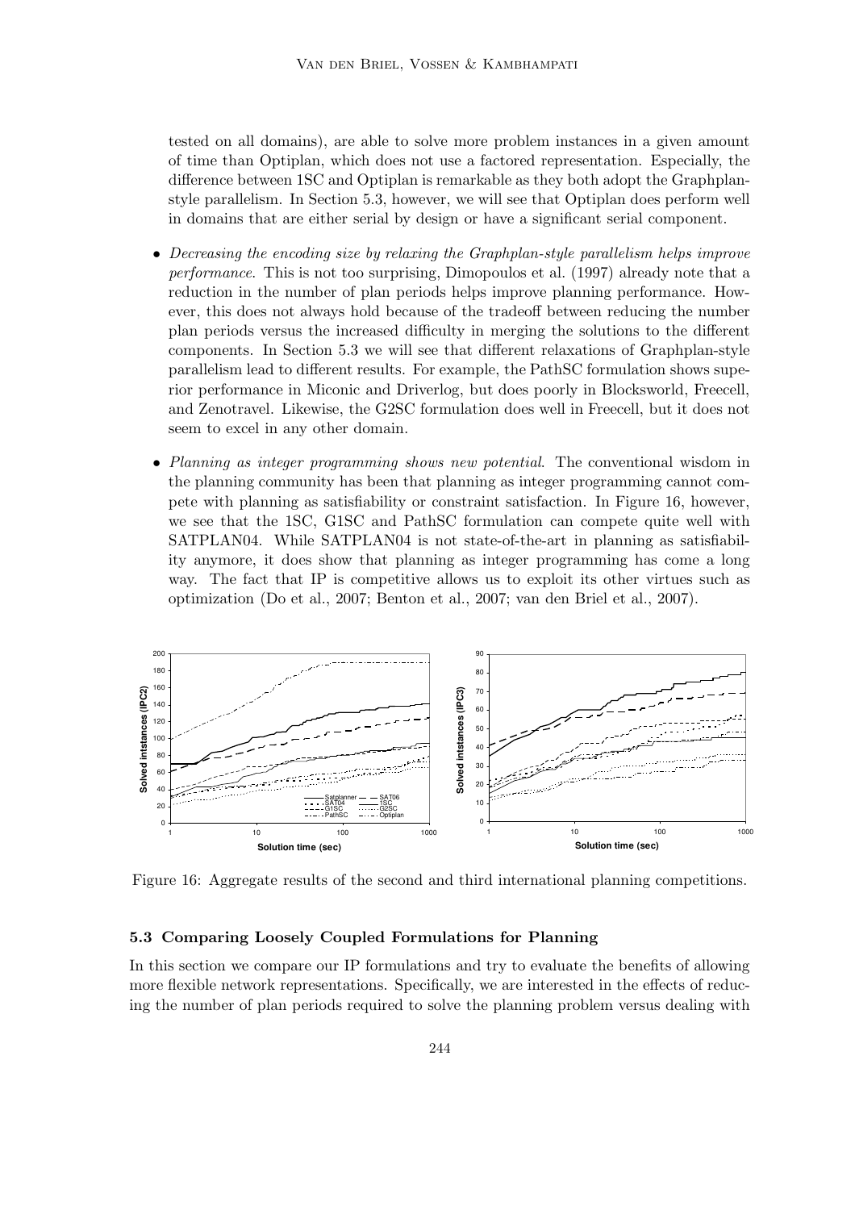tested on all domains), are able to solve more problem instances in a given amount of time than Optiplan, which does not use a factored representation. Especially, the difference between 1SC and Optiplan is remarkable as they both adopt the Graphplan-style parallelism. In Section 5.3, however, we will see that Optiplan does perform well in domains that are either serial by design or have a significant serial component.

- *Decreasing the encoding size by relaxing the Graphplan-style parallelism helps improve performance*. This is not too surprising, Dimopoulos et al. (1997) already note that a reduction in the number of plan periods helps improve planning performance. However, this does not always hold because of the tradeoff between reducing the number plan periods versus the increased difficulty in merging the solutions to the different components. In Section 5.3 we will see that different relaxations of Graphplan-style parallelism lead to different results. For example, the PathSC formulation shows superior performance in Miconic and Driverlog, but does poorly in Blocksworld, Freecell, and Zenotravel. Likewise, the G2SC formulation does well in Freecell, but it does not seem to excel in any other domain.

- *Planning as integer programming shows new potential*. The conventional wisdom in the planning community has been that planning as integer programming cannot compete with planning as satisfiability or constraint satisfaction. In Figure 16, however, we see that the 1SC, G1SC and PathSC formulation can compete quite well with SATPLAN04. While SATPLAN04 is not state-of-the-art in planning as satisfiability anymore, it does show that planning as integer programming has come a long way. The fact that IP is competitive allows us to exploit its other virtues such as optimization (Do et al., 2007; Benton et al., 2007; van den Briel et al., 2007).

Figure 16: Aggregate results of the second and third international planning competitions.

### 5.3 Comparing Loosely Coupled Formulations for Planning

In this section we compare our IP formulations and try to evaluate the benefits of allowing more flexible network representations. Specifically, we are interested in the effects of reducing the number of plan periods required to solve the planning problem versus dealing with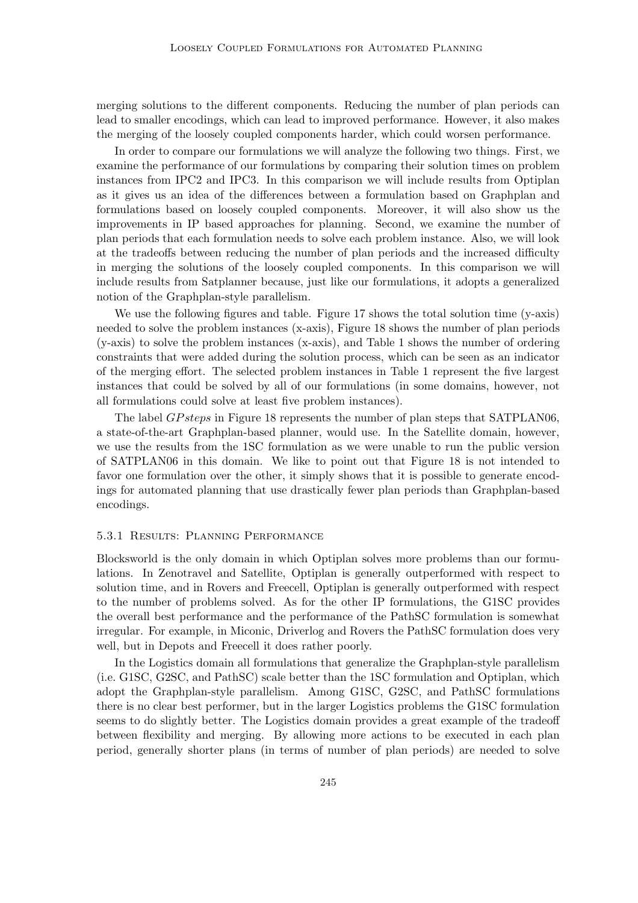merging solutions to the different components. Reducing the number of plan periods can lead to smaller encodings, which can lead to improved performance. However, it also makes the merging of the loosely coupled components harder, which could worsen performance.

In order to compare our formulations we will analyze the following two things. First, we examine the performance of our formulations by comparing their solution times on problem instances from IPC2 and IPC3. In this comparison we will include results from Optiplan as it gives us an idea of the differences between a formulation based on Graphplan and formulations based on loosely coupled components. Moreover, it will also show us the improvements in IP based approaches for planning. Second, we examine the number of plan periods that each formulation needs to solve each problem instance. Also, we will look at the tradeoffs between reducing the number of plan periods and the increased difficulty in merging the solutions of the loosely coupled components. In this comparison we will include results from Satplanner because, just like our formulations, it adopts a generalized notion of the Graphplan-style parallelism.

We use the following figures and table. Figure 17 shows the total solution time (y-axis) needed to solve the problem instances (x-axis), Figure 18 shows the number of plan periods (y-axis) to solve the problem instances (x-axis), and Table 1 shows the number of ordering constraints that were added during the solution process, which can be seen as an indicator of the merging effort. The selected problem instances in Table 1 represent the five largest instances that could be solved by all of our formulations (in some domains, however, not all formulations could solve at least five problem instances).

The label *GPsteps* in Figure 18 represents the number of plan steps that SATPLAN06, a state-of-the-art Graphplan-based planner, would use. In the Satellite domain, however, we use the results from the 1SC formulation as we were unable to run the public version of SATPLAN06 in this domain. We like to point out that Figure 18 is not intended to favor one formulation over the other, it simply shows that it is possible to generate encodings for automated planning that use drastically fewer plan periods than Graphplan-based encodings.

### 5.3.1 Results: Planning Performance

Blocksworld is the only domain in which Optiplan solves more problems than our formulations. In Zenotravel and Satellite, Optiplan is generally outperformed with respect to solution time, and in Rovers and Freecell, Optiplan is generally outperformed with respect to the number of problems solved. As for the other IP formulations, the G1SC provides the overall best performance and the performance of the PathSC formulation is somewhat irregular. For example, in Miconic, Driverlog and Rovers the PathSC formulation does very well, but in Depots and Freecell it does rather poorly.

In the Logistics domain all formulations that generalize the Graphplan-style parallelism (i.e. G1SC, G2SC, and PathSC) scale better than the 1SC formulation and Optiplan, which adopt the Graphplan-style parallelism. Among G1SC, G2SC, and PathSC formulations there is no clear best performer, but in the larger Logistics problems the G1SC formulation seems to do slightly better. The Logistics domain provides a great example of the tradeoff between flexibility and merging. By allowing more actions to be executed in each plan period, generally shorter plans (in terms of number of plan periods) are needed to solve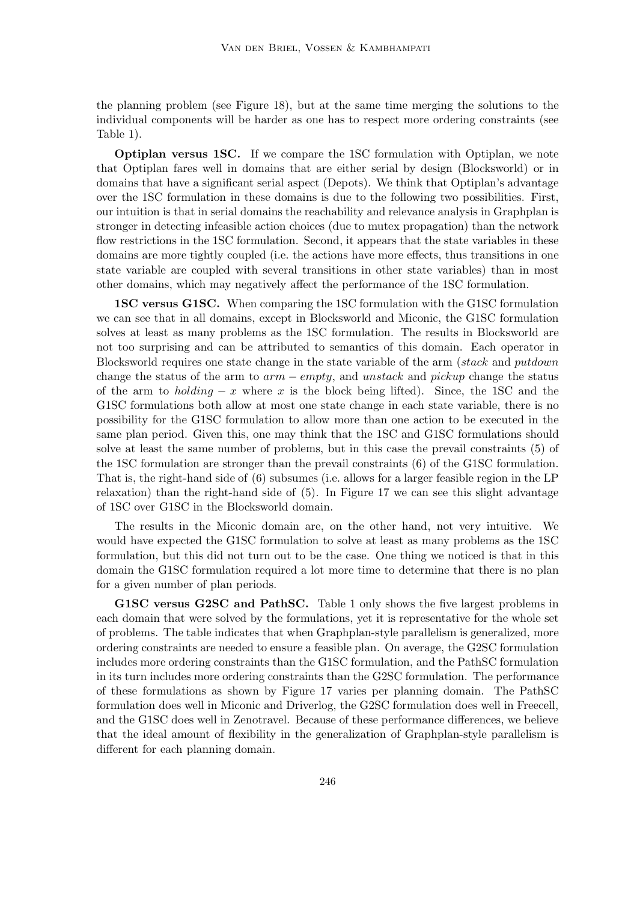the planning problem (see Figure 18), but at the same time merging the solutions to the individual components will be harder as one has to respect more ordering constraints (see Table 1).

**Optiplan versus 1SC.** If we compare the 1SC formulation with Optiplan, we note that Optiplan fares well in domains that are either serial by design (Blocksworld) or in domains that have a significant serial aspect (Depots). We think that Optiplan's advantage over the 1SC formulation in these domains is due to the following two possibilities. First, our intuition is that in serial domains the reachability and relevance analysis in Graphplan is stronger in detecting infeasible action choices (due to mutex propagation) than the network flow restrictions in the 1SC formulation. Second, it appears that the state variables in these domains are more tightly coupled (i.e. the actions have more effects, thus transitions in one state variable are coupled with several transitions in other state variables) than in most other domains, which may negatively affect the performance of the 1SC formulation.

**1SC versus G1SC.** When comparing the 1SC formulation with the G1SC formulation we can see that in all domains, except in Blocksworld and Miconic, the G1SC formulation solves at least as many problems as the 1SC formulation. The results in Blocksworld are not too surprising and can be attributed to semantics of this domain. Each operator in Blocksworld requires one state change in the state variable of the arm (*stack* and *putdown* change the status of the arm to $arm - empty$, and *unstack* and *pickup* change the status of the arm to $holding - x$ where $x$ is the block being lifted). Since, the 1SC and the G1SC formulations both allow at most one state change in each state variable, there is no possibility for the G1SC formulation to allow more than one action to be executed in the same plan period. Given this, one may think that the 1SC and G1SC formulations should solve at least the same number of problems, but in this case the prevail constraints (5) of the 1SC formulation are stronger than the prevail constraints (6) of the G1SC formulation. That is, the right-hand side of (6) subsumes (i.e. allows for a larger feasible region in the LP relaxation) than the right-hand side of (5). In Figure 17 we can see this slight advantage of 1SC over G1SC in the Blocksworld domain.

The results in the Miconic domain are, on the other hand, not very intuitive. We would have expected the G1SC formulation to solve at least as many problems as the 1SC formulation, but this did not turn out to be the case. One thing we noticed is that in this domain the G1SC formulation required a lot more time to determine that there is no plan for a given number of plan periods.

**G1SC versus G2SC and PathSC.** Table 1 only shows the five largest problems in each domain that were solved by the formulations, yet it is representative for the whole set of problems. The table indicates that when Graphplan-style parallelism is generalized, more ordering constraints are needed to ensure a feasible plan. On average, the G2SC formulation includes more ordering constraints than the G1SC formulation, and the PathSC formulation in its turn includes more ordering constraints than the G2SC formulation. The performance of these formulations as shown by Figure 17 varies per planning domain. The PathSC formulation does well in Miconic and Driverlog, the G2SC formulation does well in Freecell, and the G1SC does well in Zenotravel. Because of these performance differences, we believe that the ideal amount of flexibility in the generalization of Graphplan-style parallelism is different for each planning domain.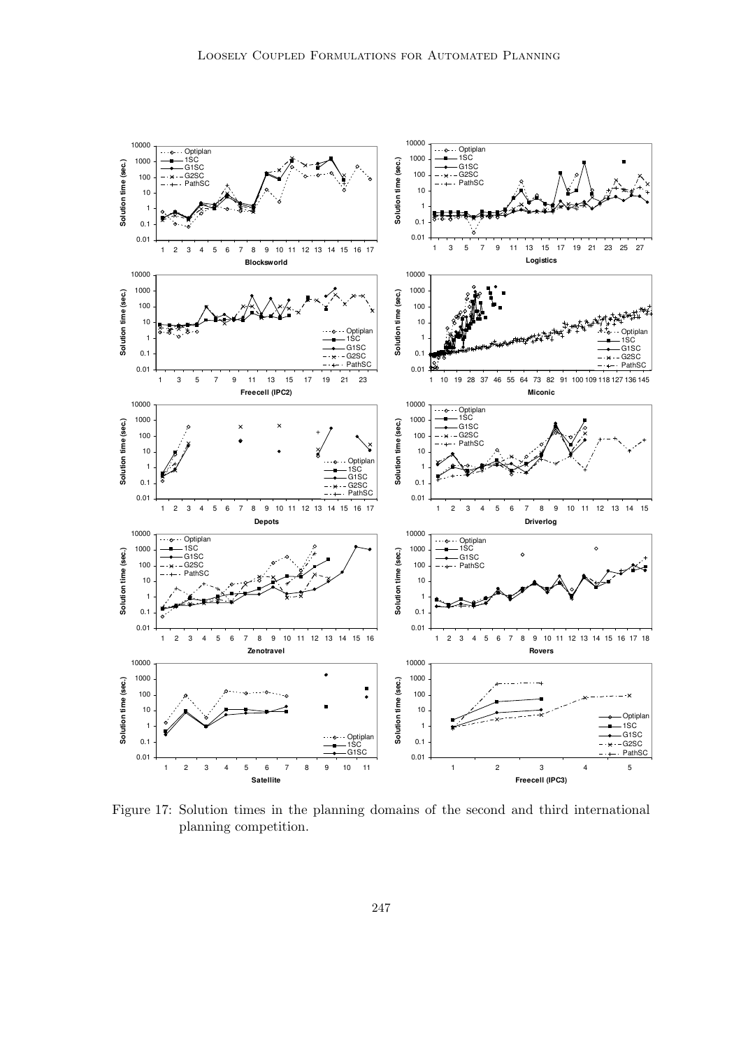Figure 17: Solution times in the planning domains of the second and third international planning competition.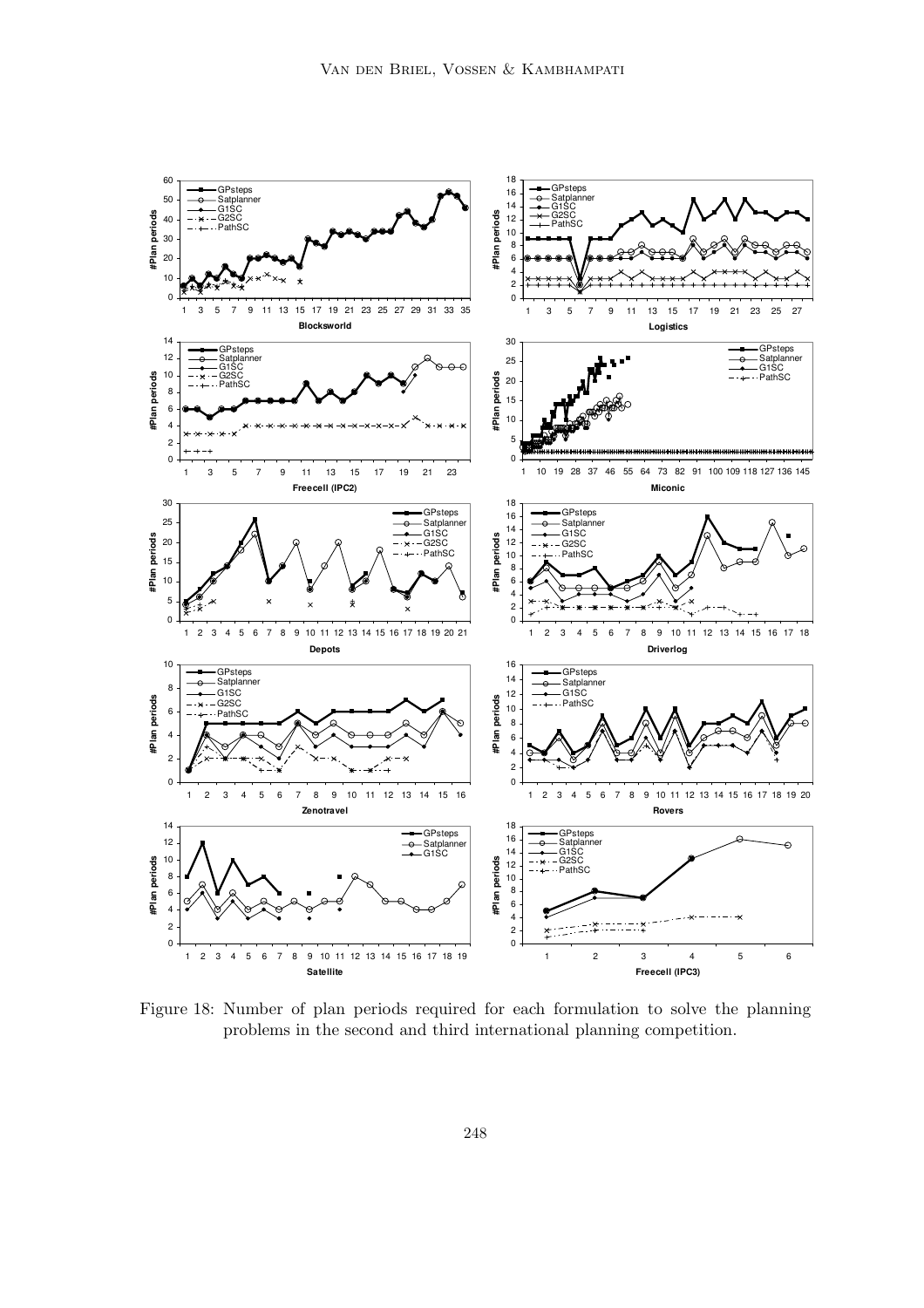Figure 18: Number of plan periods required for each formulation to solve the planning problems in the second and third international planning competition.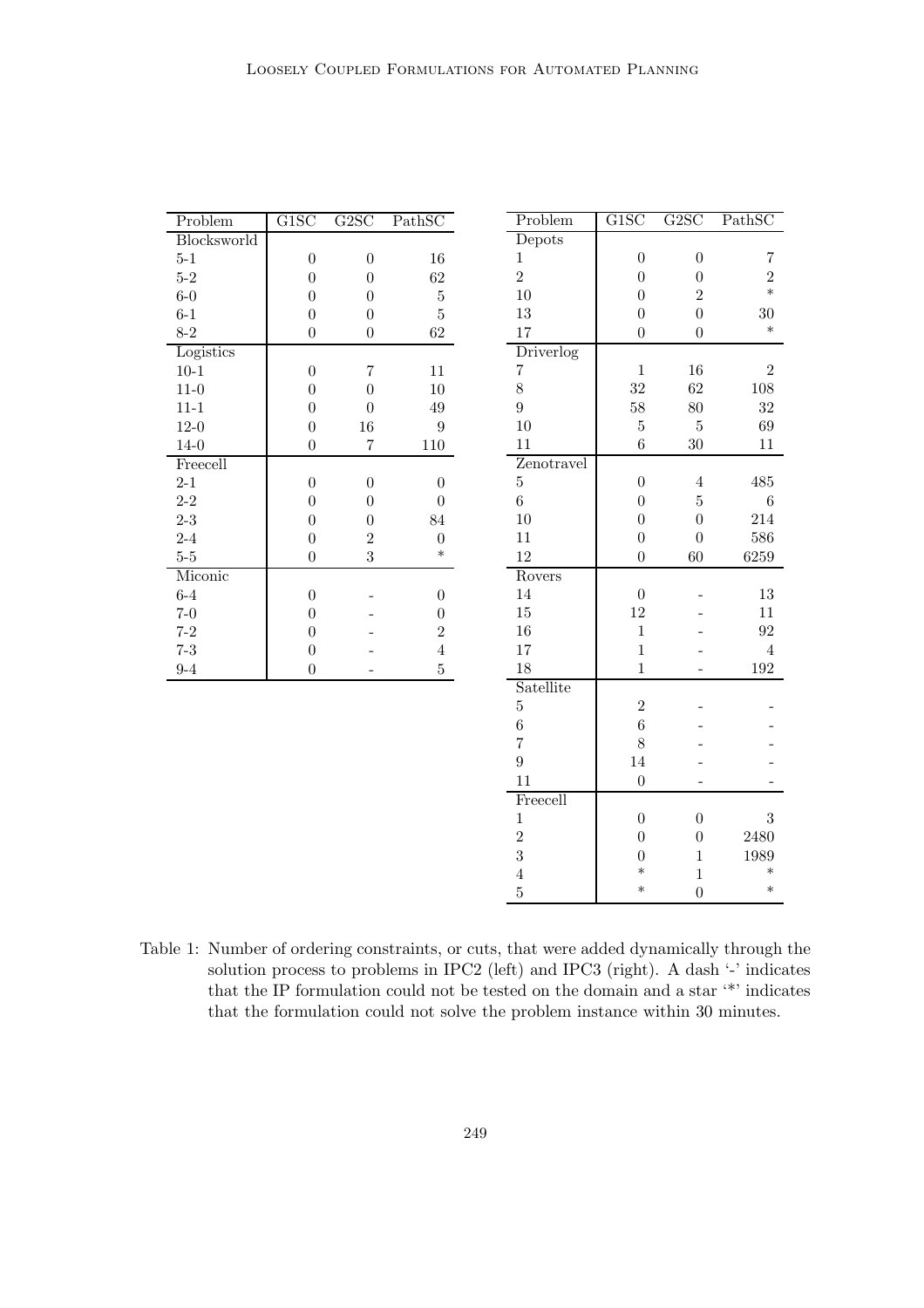| Problem | G1SC | G2SC | PathSC |
|---|---|---|---|
| Blocksworld | | | |
| 5-1 | 0 | 0 | 16 |
| 5-2 | 0 | 0 | 62 |
| 6-0 | 0 | 0 | 5 |
| 6-1 | 0 | 0 | 5 |
| 8-2 | 0 | 0 | 62 |
| Logistics | | | |
| 10-1 | 0 | 7 | 11 |
| 11-0 | 0 | 0 | 10 |
| 11-1 | 0 | 0 | 49 |
| 12-0 | 0 | 16 | 9 |
| 14-0 | 0 | 7 | 110 |
| Freecell | | | |
| 2-1 | 0 | 0 | 0 |
| 2-2 | 0 | 0 | 0 |
| 2-3 | 0 | 0 | 84 |
| 2-4 | 0 | 2 | 0 |
| 5-5 | 0 | 3 | * |
| Miconic | | | |
| 6-4 | 0 | - | 0 |
| 7-0 | 0 | - | 0 |
| 7-2 | 0 | - | 2 |
| 7-3 | 0 | - | 4 |
| 9-4 | 0 | - | 5 |

| Problem | G1SC | G2SC | PathSC |
|---|---|---|---|
| Depots | | | |
| 1 | 0 | 0 | 7 |
| 2 | 0 | 0 | 2 |
| 10 | 0 | 2 | * |
| 13 | 0 | 0 | 30 |
| 17 | 0 | 0 | * |
| Driverlog | | | |
| 7 | 1 | 16 | 2 |
| 8 | 32 | 62 | 108 |
| 9 | 58 | 80 | 32 |
| 10 | 5 | 5 | 69 |
| 11 | 6 | 30 | 11 |
| Zenotravel | | | |
| 5 | 0 | 4 | 485 |
| 6 | 0 | 5 | 6 |
| 10 | 0 | 0 | 214 |
| 11 | 0 | 0 | 586 |
| 12 | 0 | 60 | 6259 |
| Rovers | | | |
| 14 | 0 | - | 13 |
| 15 | 12 | - | 11 |
| 16 | 1 | - | 92 |
| 17 | 1 | - | 4 |
| 18 | 1 | - | 192 |
| Satellite | | | |
| 5 | 2 | - | - |
| 6 | 6 | - | - |
| 7 | 8 | - | - |
| 9 | 14 | - | - |
| 11 | 0 | - | - |
| Freecell | | | |
| 1 | 0 | 0 | 3 |
| 2 | 0 | 0 | 2480 |
| 3 | 0 | 1 | 1989 |
| 4 | * | 1 | * |
| 5 | * | 0 | * |

Table 1: Number of ordering constraints, or cuts, that were added dynamically through the solution process to problems in IPC2 (left) and IPC3 (right). A dash '-' indicates that the IP formulation could not be tested on the domain and a star '*' indicates that the formulation could not solve the problem instance within 30 minutes.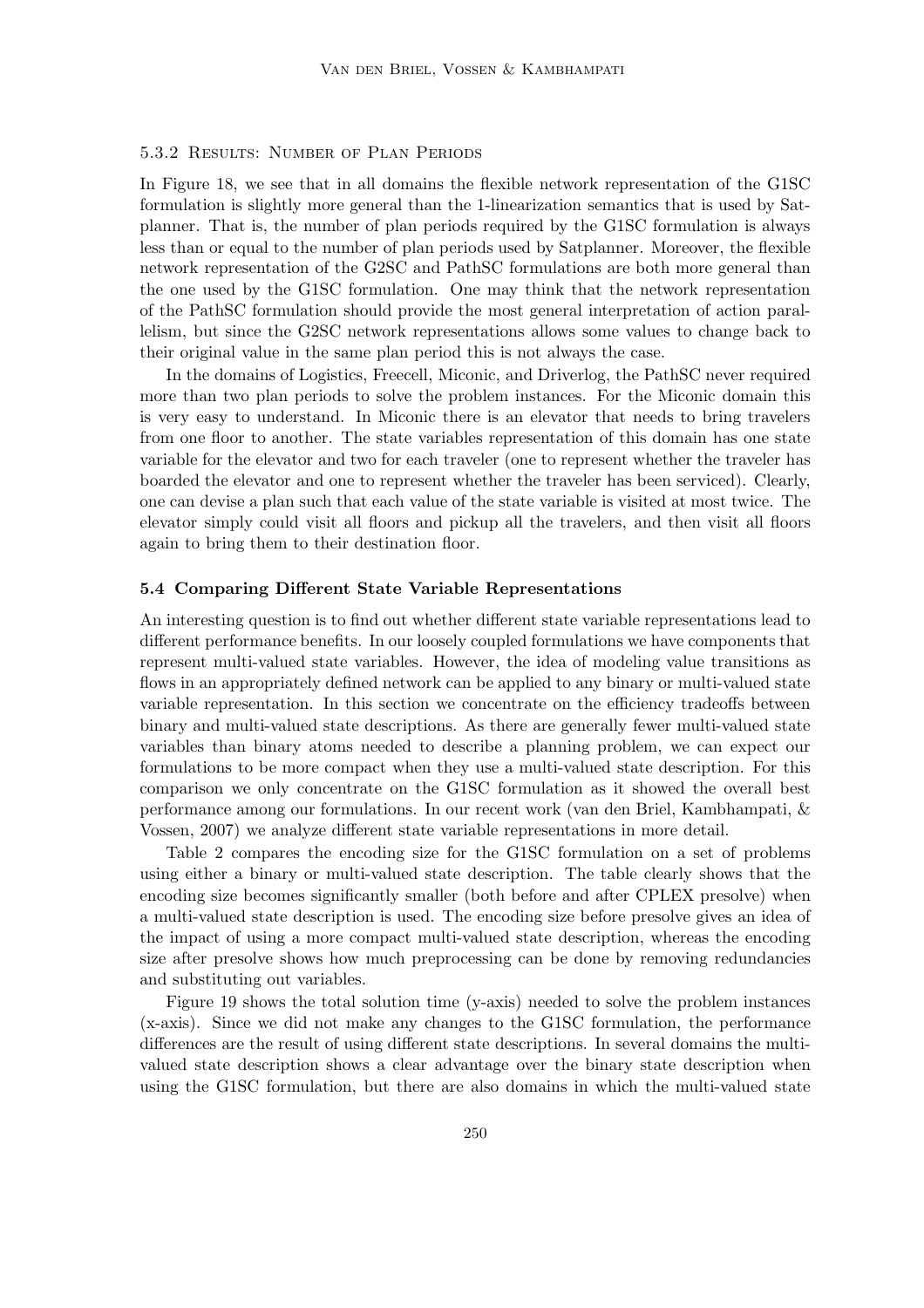#### 5.3.2 Results: Number of Plan Periods

In Figure 18, we see that in all domains the flexible network representation of the G1SC formulation is slightly more general than the 1-linearization semantics that is used by Satplanner. That is, the number of plan periods required by the G1SC formulation is always less than or equal to the number of plan periods used by Satplanner. Moreover, the flexible network representation of the G2SC and PathSC formulations are both more general than the one used by the G1SC formulation. One may think that the network representation of the PathSC formulation should provide the most general interpretation of action parallelism, but since the G2SC network representations allows some values to change back to their original value in the same plan period this is not always the case.

In the domains of Logistics, Freecell, Miconic, and Driverlog, the PathSC never required more than two plan periods to solve the problem instances. For the Miconic domain this is very easy to understand. In Miconic there is an elevator that needs to bring travelers from one floor to another. The state variables representation of this domain has one state variable for the elevator and two for each traveler (one to represent whether the traveler has boarded the elevator and one to represent whether the traveler has been serviced). Clearly, one can devise a plan such that each value of the state variable is visited at most twice. The elevator simply could visit all floors and pickup all the travelers, and then visit all floors again to bring them to their destination floor.

### 5.4 Comparing Different State Variable Representations

An interesting question is to find out whether different state variable representations lead to different performance benefits. In our loosely coupled formulations we have components that represent multi-valued state variables. However, the idea of modeling value transitions as flows in an appropriately defined network can be applied to any binary or multi-valued state variable representation. In this section we concentrate on the efficiency tradeoffs between binary and multi-valued state descriptions. As there are generally fewer multi-valued state variables than binary atoms needed to describe a planning problem, we can expect our formulations to be more compact when they use a multi-valued state description. For this comparison we only concentrate on the G1SC formulation as it showed the overall best performance among our formulations. In our recent work (van den Briel, Kambhampati, & Vossen, 2007) we analyze different state variable representations in more detail.

Table 2 compares the encoding size for the G1SC formulation on a set of problems using either a binary or multi-valued state description. The table clearly shows that the encoding size becomes significantly smaller (both before and after CPLEX presolve) when a multi-valued state description is used. The encoding size before presolve gives an idea of the impact of using a more compact multi-valued state description, whereas the encoding size after presolve shows how much preprocessing can be done by removing redundancies and substituting out variables.

Figure 19 shows the total solution time (y-axis) needed to solve the problem instances (x-axis). Since we did not make any changes to the G1SC formulation, the performance differences are the result of using different state descriptions. In several domains the multi-valued state description shows a clear advantage over the binary state description when using the G1SC formulation, but there are also domains in which the multi-valued state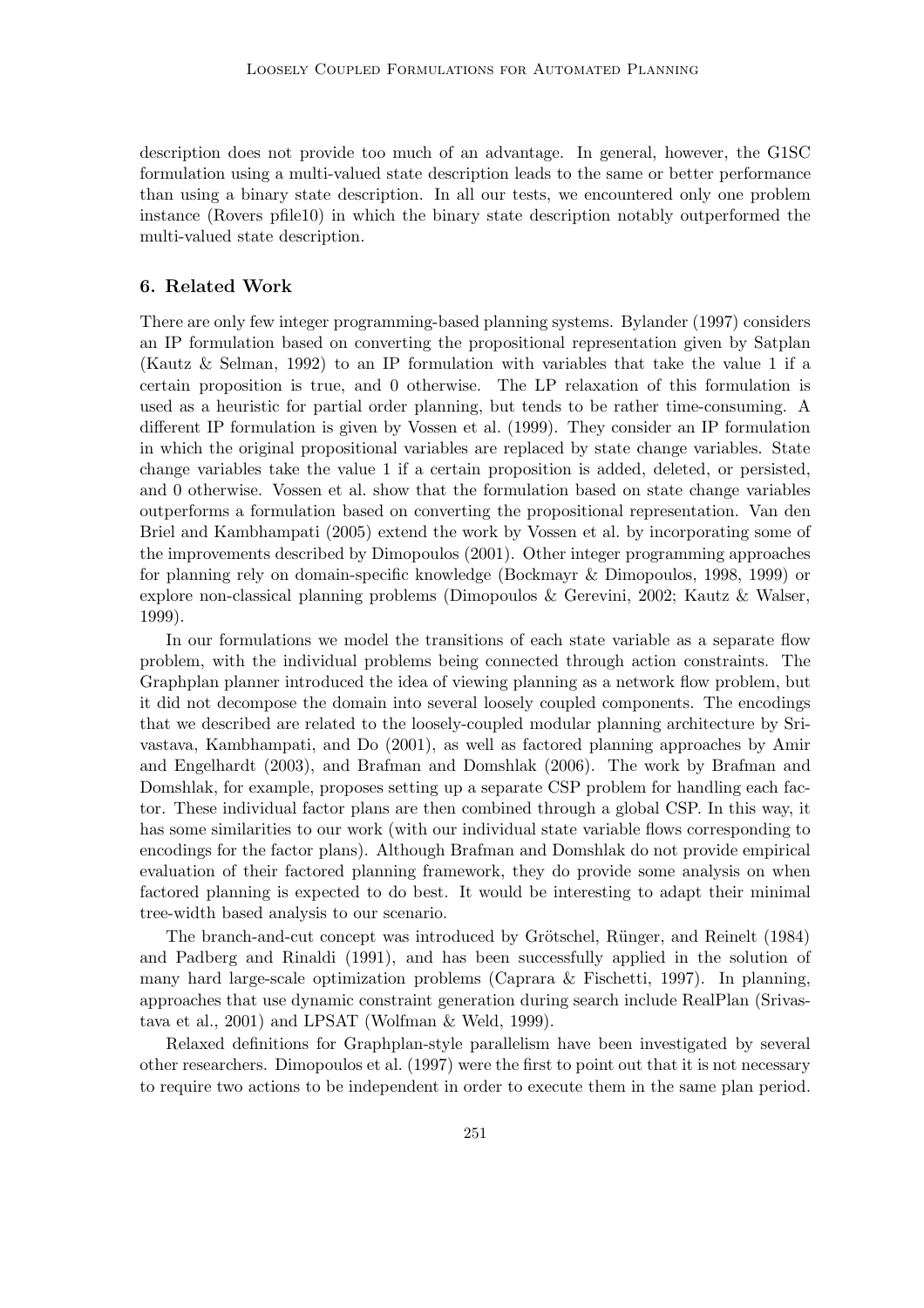description does not provide too much of an advantage. In general, however, the G1SC formulation using a multi-valued state description leads to the same or better performance than using a binary state description. In all our tests, we encountered only one problem instance (Rovers pfile10) in which the binary state description notably outperformed the multi-valued state description.

## 6. Related Work

There are only few integer programming-based planning systems. Bylander (1997) considers an IP formulation based on converting the propositional representation given by Satplan (Kautz & Selman, 1992) to an IP formulation with variables that take the value 1 if a certain proposition is true, and 0 otherwise. The LP relaxation of this formulation is used as a heuristic for partial order planning, but tends to be rather time-consuming. A different IP formulation is given by Vossen et al. (1999). They consider an IP formulation in which the original propositional variables are replaced by state change variables. State change variables take the value 1 if a certain proposition is added, deleted, or persisted, and 0 otherwise. Vossen et al. show that the formulation based on state change variables outperforms a formulation based on converting the propositional representation. Van den Briel and Kambhampati (2005) extend the work by Vossen et al. by incorporating some of the improvements described by Dimopoulos (2001). Other integer programming approaches for planning rely on domain-specific knowledge (Bockmayr & Dimopoulos, 1998, 1999) or explore non-classical planning problems (Dimopoulos & Gerevini, 2002; Kautz & Walser, 1999).

In our formulations we model the transitions of each state variable as a separate flow problem, with the individual problems being connected through action constraints. The Graphplan planner introduced the idea of viewing planning as a network flow problem, but it did not decompose the domain into several loosely coupled components. The encodings that we described are related to the loosely-coupled modular planning architecture by Srivastava, Kambhampati, and Do (2001), as well as factored planning approaches by Amir and Engelhardt (2003), and Brafman and Domshlak (2006). The work by Brafman and Domshlak, for example, proposes setting up a separate CSP problem for handling each factor. These individual factor plans are then combined through a global CSP. In this way, it has some similarities to our work (with our individual state variable flows corresponding to encodings for the factor plans). Although Brafman and Domshlak do not provide empirical evaluation of their factored planning framework, they do provide some analysis on when factored planning is expected to do best. It would be interesting to adapt their minimal tree-width based analysis to our scenario.

The branch-and-cut concept was introduced by Grötschel, Rünger, and Reinelt (1984) and Padberg and Rinaldi (1991), and has been successfully applied in the solution of many hard large-scale optimization problems (Caprara & Fischetti, 1997). In planning, approaches that use dynamic constraint generation during search include RealPlan (Srivastava et al., 2001) and LPSAT (Wolfman & Weld, 1999).

Relaxed definitions for Graphplan-style parallelism have been investigated by several other researchers. Dimopoulos et al. (1997) were the first to point out that it is not necessary to require two actions to be independent in order to execute them in the same plan period.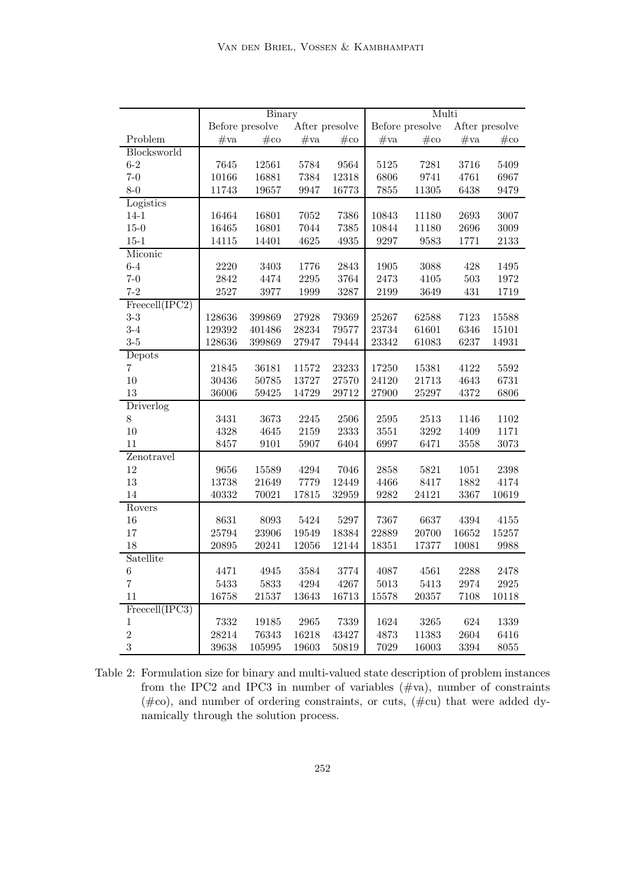| | Binary | | | | Multi | | | |
|---|---|---|---|---|---|---|---|---|
| | Before presolve | | After presolve | | Before presolve | | After presolve | |
| Problem | #va | #co | #va | #co | #va | #co | #va | #co |
| Blocksworld | | | | | | | | |
| 6-2 | 7645 | 12561 | 5784 | 9564 | 5125 | 7281 | 3716 | 5409 |
| 7-0 | 10166 | 16881 | 7384 | 12318 | 6806 | 9741 | 4761 | 6967 |
| 8-0 | 11743 | 19657 | 9947 | 16773 | 7855 | 11305 | 6438 | 9479 |
| Logistics | | | | | | | | |
| 14-1 | 16464 | 16801 | 7052 | 7386 | 10843 | 11180 | 2693 | 3007 |
| 15-0 | 16465 | 16801 | 7044 | 7385 | 10844 | 11180 | 2696 | 3009 |
| 15-1 | 14115 | 14401 | 4625 | 4935 | 9297 | 9583 | 1771 | 2133 |
| Miconic | | | | | | | | |
| 6-4 | 2220 | 3403 | 1776 | 2843 | 1905 | 3088 | 428 | 1495 |
| 7-0 | 2842 | 4474 | 2295 | 3764 | 2473 | 4105 | 503 | 1972 |
| 7-2 | 2527 | 3977 | 1999 | 3287 | 2199 | 3649 | 431 | 1719 |
| Freecell(IPC2) | | | | | | | | |
| 3-3 | 128636 | 399869 | 27928 | 79369 | 25267 | 62588 | 7123 | 15588 |
| 3-4 | 129392 | 401486 | 28234 | 79577 | 23734 | 61601 | 6346 | 15101 |
| 3-5 | 128636 | 399869 | 27947 | 79444 | 23342 | 61083 | 6237 | 14931 |
| Depots | | | | | | | | |
| 7 | 21845 | 36181 | 11572 | 23233 | 17250 | 15381 | 4122 | 5592 |
| 10 | 30436 | 50785 | 13727 | 27570 | 24120 | 21713 | 4643 | 6731 |
| 13 | 36006 | 59425 | 14729 | 29712 | 27900 | 25297 | 4372 | 6806 |
| Driverlog | | | | | | | | |
| 8 | 3431 | 3673 | 2245 | 2506 | 2595 | 2513 | 1146 | 1102 |
| 10 | 4328 | 4645 | 2159 | 2333 | 3551 | 3292 | 1409 | 1171 |
| 11 | 8457 | 9101 | 5907 | 6404 | 6997 | 6471 | 3558 | 3073 |
| Zenotravel | | | | | | | | |
| 12 | 9656 | 15589 | 4294 | 7046 | 2858 | 5821 | 1051 | 2398 |
| 13 | 13738 | 21649 | 7779 | 12449 | 4466 | 8417 | 1882 | 4174 |
| 14 | 40332 | 70021 | 17815 | 32959 | 9282 | 24121 | 3367 | 10619 |
| Rovers | | | | | | | | |
| 16 | 8631 | 8093 | 5424 | 5297 | 7367 | 6637 | 4394 | 4155 |
| 17 | 25794 | 23906 | 19549 | 18384 | 22889 | 20700 | 16652 | 15257 |
| 18 | 20895 | 20241 | 12056 | 12144 | 18351 | 17377 | 10081 | 9988 |
| Satellite | | | | | | | | |
| 6 | 4471 | 4945 | 3584 | 3774 | 4087 | 4561 | 2288 | 2478 |
| 7 | 5433 | 5833 | 4294 | 4267 | 5013 | 5413 | 2974 | 2925 |
| 11 | 16758 | 21537 | 13643 | 16713 | 15578 | 20357 | 7108 | 10118 |
| Freecell(IPC3) | | | | | | | | |
| 1 | 7332 | 19185 | 2965 | 7339 | 1624 | 3265 | 624 | 1339 |
| 2 | 28214 | 76343 | 16218 | 43427 | 4873 | 11383 | 2604 | 6416 |
| 3 | 39638 | 105995 | 19603 | 50819 | 7029 | 16003 | 3394 | 8055 |

Table 2: Formulation size for binary and multi-valued state description of problem instances from the IPC2 and IPC3 in number of variables (#va), number of constraints (#co), and number of ordering constraints, or cuts, (#cu) that were added dynamically through the solution process.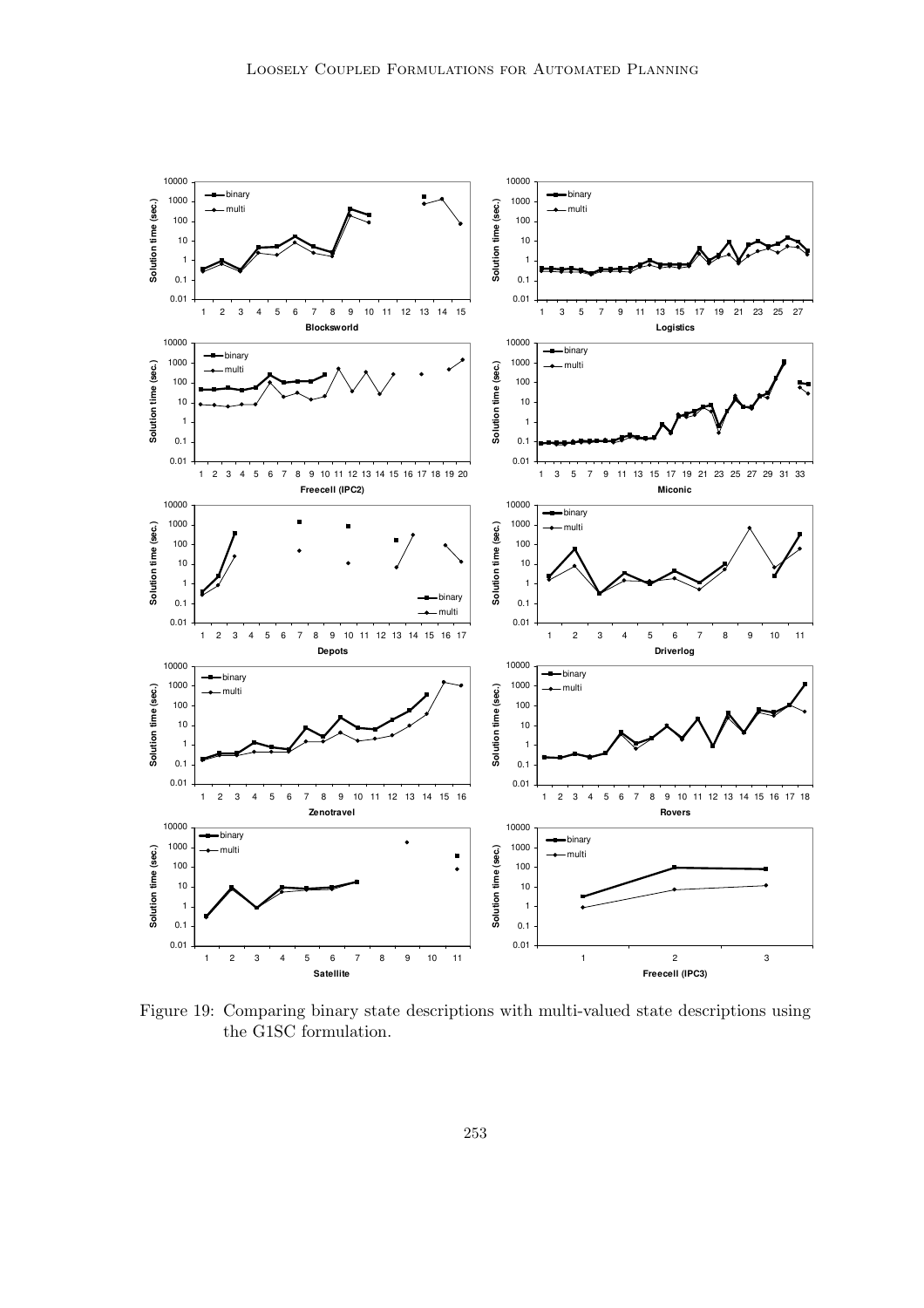Figure 19: Comparing binary state descriptions with multi-valued state descriptions using the G1SC formulation.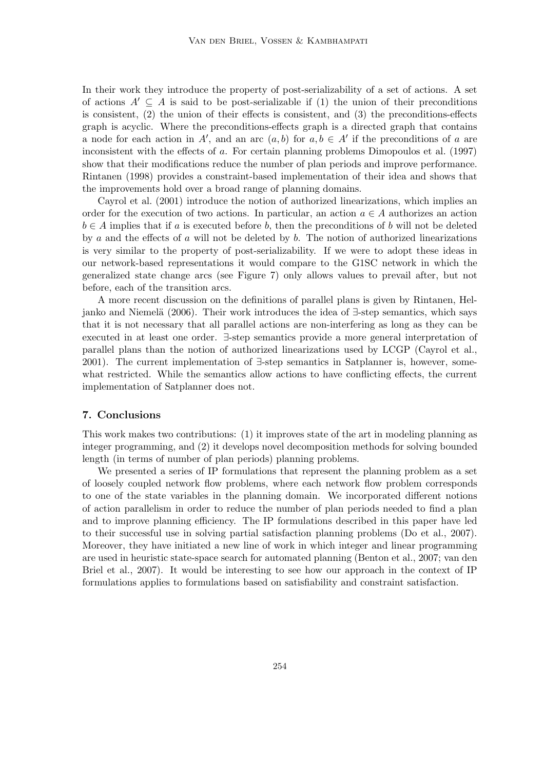In their work they introduce the property of post-serializability of a set of actions. A set of actions $A' \subseteq A$ is said to be post-serializable if (1) the union of their preconditions is consistent, (2) the union of their effects is consistent, and (3) the preconditions-effects graph is acyclic. Where the preconditions-effects graph is a directed graph that contains a node for each action in $A'$, and an arc $(a, b)$ for $a, b \in A'$ if the preconditions of $a$ are inconsistent with the effects of $a$. For certain planning problems Dimopoulos et al. (1997) show that their modifications reduce the number of plan periods and improve performance. Rintanen (1998) provides a constraint-based implementation of their idea and shows that the improvements hold over a broad range of planning domains.

Cayrol et al. (2001) introduce the notion of authorized linearizations, which implies an order for the execution of two actions. In particular, an action $a \in A$ authorizes an action $b \in A$ implies that if $a$ is executed before $b$, then the preconditions of $b$ will not be deleted by $a$ and the effects of $a$ will not be deleted by $b$. The notion of authorized linearizations is very similar to the property of post-serializability. If we were to adopt these ideas in our network-based representations it would compare to the G1SC network in which the generalized state change arcs (see Figure 7) only allows values to prevail after, but not before, each of the transition arcs.

A more recent discussion on the definitions of parallel plans is given by Rintanen, Heljanko and Niemelä (2006). Their work introduces the idea of ∃-step semantics, which says that it is not necessary that all parallel actions are non-interfering as long as they can be executed in at least one order. ∃-step semantics provide a more general interpretation of parallel plans than the notion of authorized linearizations used by LCGP (Cayrol et al., 2001). The current implementation of ∃-step semantics in Satplanner is, however, somewhat restricted. While the semantics allow actions to have conflicting effects, the current implementation of Satplanner does not.

## 7. Conclusions

This work makes two contributions: (1) it improves state of the art in modeling planning as integer programming, and (2) it develops novel decomposition methods for solving bounded length (in terms of number of plan periods) planning problems.

We presented a series of IP formulations that represent the planning problem as a set of loosely coupled network flow problems, where each network flow problem corresponds to one of the state variables in the planning domain. We incorporated different notions of action parallelism in order to reduce the number of plan periods needed to find a plan and to improve planning efficiency. The IP formulations described in this paper have led to their successful use in solving partial satisfaction planning problems (Do et al., 2007). Moreover, they have initiated a new line of work in which integer and linear programming are used in heuristic state-space search for automated planning (Benton et al., 2007; van den Briel et al., 2007). It would be interesting to see how our approach in the context of IP formulations applies to formulations based on satisfiability and constraint satisfaction.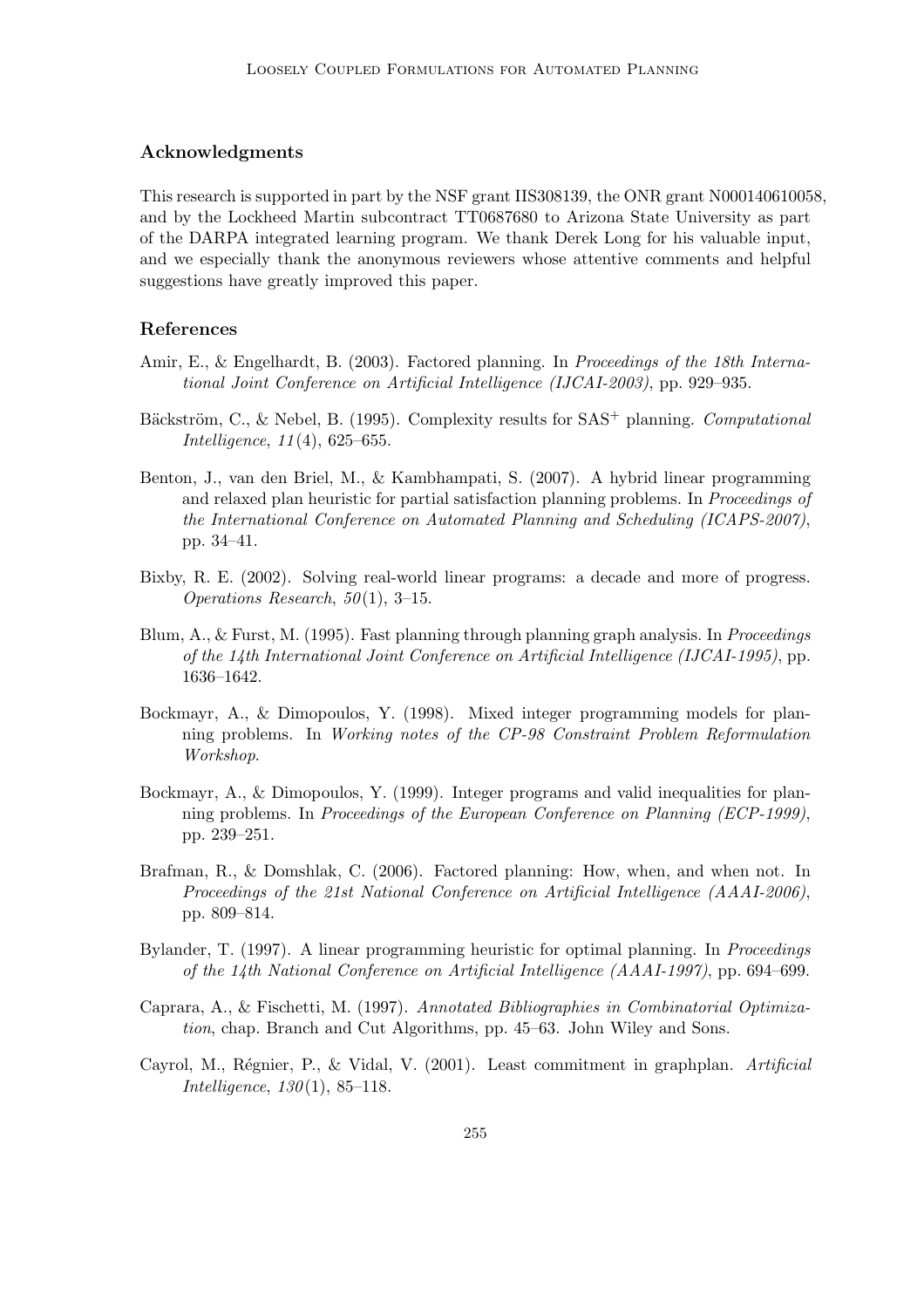## Acknowledgments

This research is supported in part by the NSF grant IIS308139, the ONR grant N000140610058, and by the Lockheed Martin subcontract TT0687680 to Arizona State University as part of the DARPA integrated learning program. We thank Derek Long for his valuable input, and we especially thank the anonymous reviewers whose attentive comments and helpful suggestions have greatly improved this paper.

## References

Amir, E., & Engelhardt, B. (2003). Factored planning. In *Proceedings of the 18th International Joint Conference on Artificial Intelligence (IJCAI-2003)*, pp. 929–935.

Bäckström, C., & Nebel, B. (1995). Complexity results for SAS$^+$ planning. *Computational Intelligence*, *11*(4), 625–655.

Benton, J., van den Briel, M., & Kambhampati, S. (2007). A hybrid linear programming and relaxed plan heuristic for partial satisfaction planning problems. In *Proceedings of the International Conference on Automated Planning and Scheduling (ICAPS-2007)*, pp. 34–41.

Bixby, R. E. (2002). Solving real-world linear programs: a decade and more of progress. *Operations Research*, *50*(1), 3–15.

Blum, A., & Furst, M. (1995). Fast planning through planning graph analysis. In *Proceedings of the 14th International Joint Conference on Artificial Intelligence (IJCAI-1995)*, pp. 1636–1642.

Bockmayr, A., & Dimopoulos, Y. (1998). Mixed integer programming models for planning problems. In *Working notes of the CP-98 Constraint Problem Reformulation Workshop*.

Bockmayr, A., & Dimopoulos, Y. (1999). Integer programs and valid inequalities for planning problems. In *Proceedings of the European Conference on Planning (ECP-1999)*, pp. 239–251.

Brafman, R., & Domshlak, C. (2006). Factored planning: How, when, and when not. In *Proceedings of the 21st National Conference on Artificial Intelligence (AAAI-2006)*, pp. 809–814.

Bylander, T. (1997). A linear programming heuristic for optimal planning. In *Proceedings of the 14th National Conference on Artificial Intelligence (AAAI-1997)*, pp. 694–699.

Caprara, A., & Fischetti, M. (1997). *Annotated Bibliographies in Combinatorial Optimization*, chap. Branch and Cut Algorithms, pp. 45–63. John Wiley and Sons.

Cayrol, M., Régnier, P., & Vidal, V. (2001). Least commitment in graphplan. *Artificial Intelligence*, *130*(1), 85–118.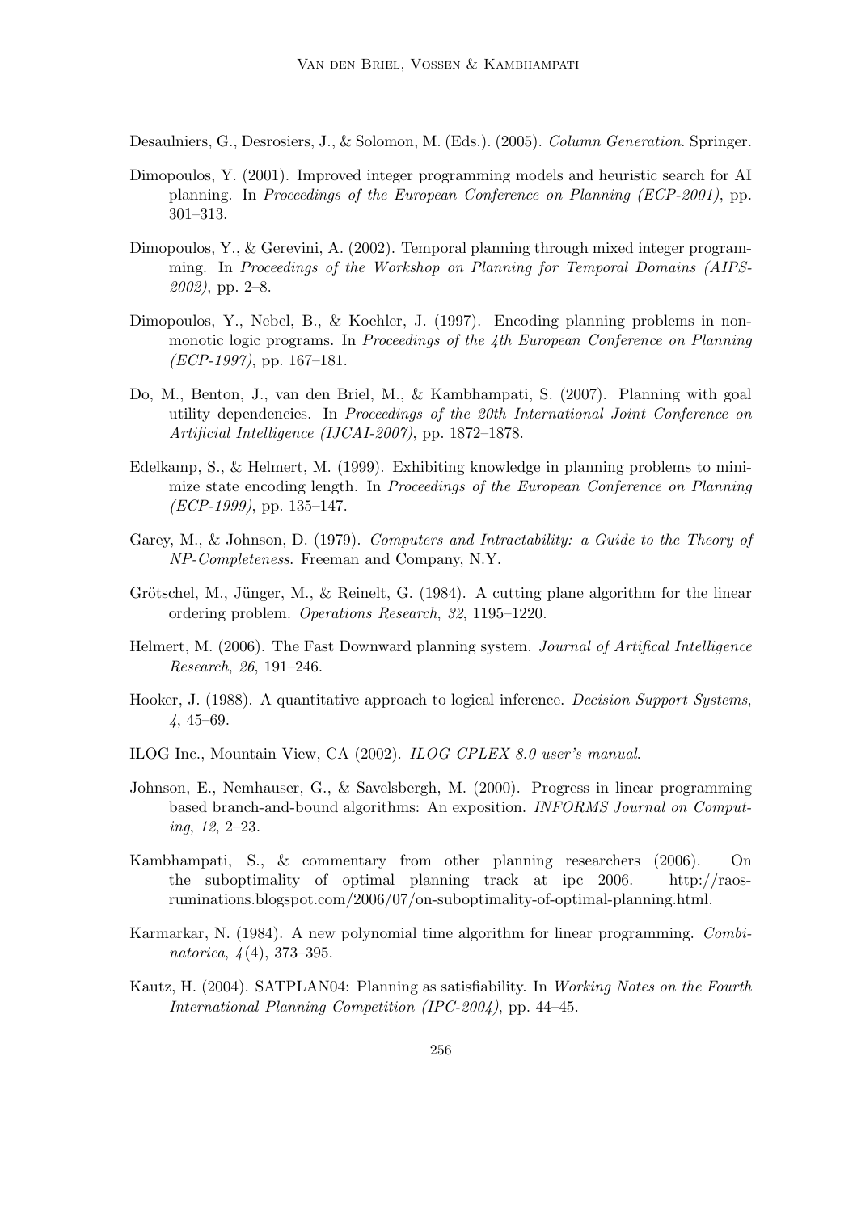Desaulniers, G., Desrosiers, J., & Solomon, M. (Eds.). (2005). *Column Generation*. Springer.

Dimopoulos, Y. (2001). Improved integer programming models and heuristic search for AI planning. In *Proceedings of the European Conference on Planning (ECP-2001)*, pp. 301–313.

Dimopoulos, Y., & Gerevini, A. (2002). Temporal planning through mixed integer programming. In *Proceedings of the Workshop on Planning for Temporal Domains (AIPS-2002)*, pp. 2–8.

Dimopoulos, Y., Nebel, B., & Koehler, J. (1997). Encoding planning problems in non-monotic logic programs. In *Proceedings of the 4th European Conference on Planning (ECP-1997)*, pp. 167–181.

Do, M., Benton, J., van den Briel, M., & Kambhampati, S. (2007). Planning with goal utility dependencies. In *Proceedings of the 20th International Joint Conference on Artificial Intelligence (IJCAI-2007)*, pp. 1872–1878.

Edelkamp, S., & Helmert, M. (1999). Exhibiting knowledge in planning problems to minimize state encoding length. In *Proceedings of the European Conference on Planning (ECP-1999)*, pp. 135–147.

Garey, M., & Johnson, D. (1979). *Computers and Intractability: a Guide to the Theory of NP-Completeness*. Freeman and Company, N.Y.

Grötschel, M., Jünger, M., & Reinelt, G. (1984). A cutting plane algorithm for the linear ordering problem. *Operations Research*, *32*, 1195–1220.

Helmert, M. (2006). The Fast Downward planning system. *Journal of Artifical Intelligence Research*, *26*, 191–246.

Hooker, J. (1988). A quantitative approach to logical inference. *Decision Support Systems*, *4*, 45–69.

ILOG Inc., Mountain View, CA (2002). *ILOG CPLEX 8.0 user's manual*.

Johnson, E., Nemhauser, G., & Savelsbergh, M. (2000). Progress in linear programming based branch-and-bound algorithms: An exposition. *INFORMS Journal on Computing*, *12*, 2–23.

Kambhampati, S., & commentary from other planning researchers (2006). On the suboptimality of optimal planning track at ipc 2006. http://raos-ruminations.blogspot.com/2006/07/on-suboptimality-of-optimal-planning.html.

Karmarkar, N. (1984). A new polynomial time algorithm for linear programming. *Combinatorica*, *4*(4), 373–395.

Kautz, H. (2004). SATPLAN04: Planning as satisfiability. In *Working Notes on the Fourth International Planning Competition (IPC-2004)*, pp. 44–45.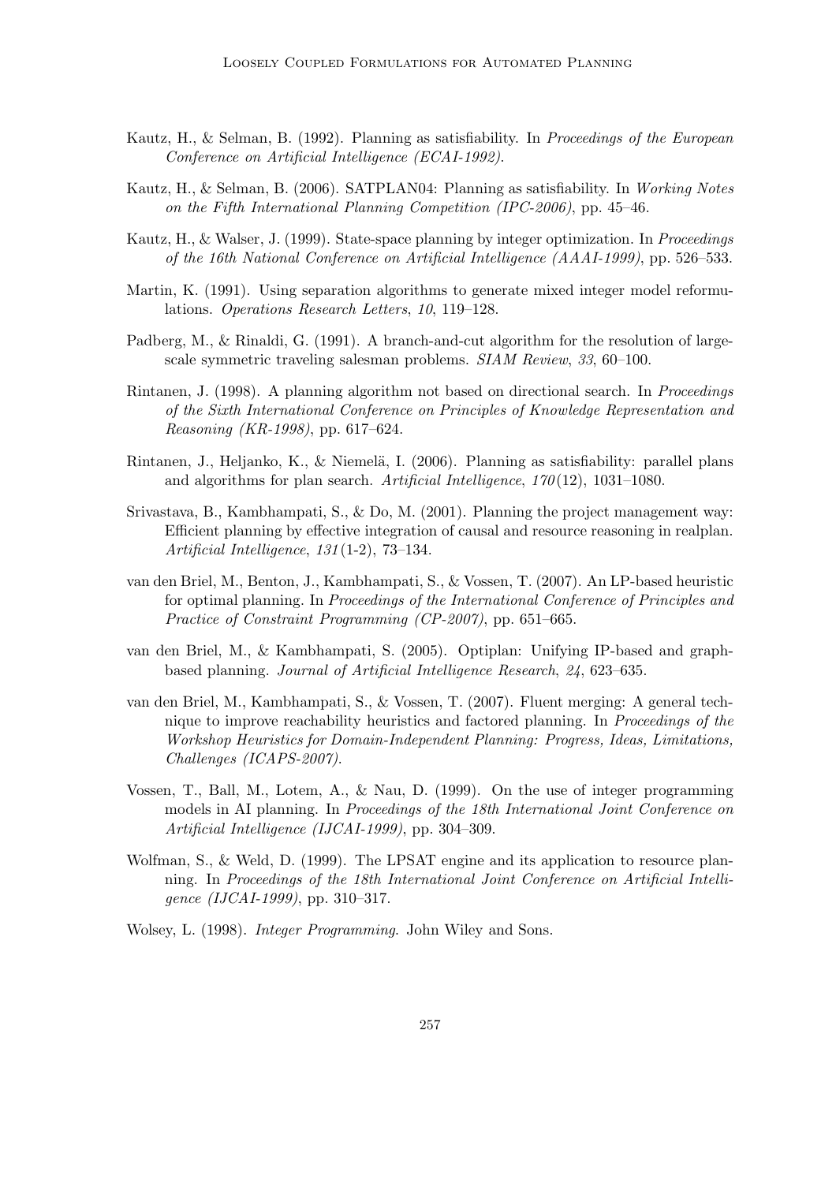Kautz, H., & Selman, B. (1992). Planning as satisfiability. In *Proceedings of the European Conference on Artificial Intelligence (ECAI-1992)*.

Kautz, H., & Selman, B. (2006). SATPLAN04: Planning as satisfiability. In *Working Notes on the Fifth International Planning Competition (IPC-2006)*, pp. 45–46.

Kautz, H., & Walser, J. (1999). State-space planning by integer optimization. In *Proceedings of the 16th National Conference on Artificial Intelligence (AAAI-1999)*, pp. 526–533.

Martin, K. (1991). Using separation algorithms to generate mixed integer model reformulations. *Operations Research Letters*, *10*, 119–128.

Padberg, M., & Rinaldi, G. (1991). A branch-and-cut algorithm for the resolution of large-scale symmetric traveling salesman problems. *SIAM Review*, *33*, 60–100.

Rintanen, J. (1998). A planning algorithm not based on directional search. In *Proceedings of the Sixth International Conference on Principles of Knowledge Representation and Reasoning (KR-1998)*, pp. 617–624.

Rintanen, J., Heljanko, K., & Niemelä, I. (2006). Planning as satisfiability: parallel plans and algorithms for plan search. *Artificial Intelligence*, *170*(12), 1031–1080.

Srivastava, B., Kambhampati, S., & Do, M. (2001). Planning the project management way: Efficient planning by effective integration of causal and resource reasoning in realplan. *Artificial Intelligence*, *131*(1-2), 73–134.

van den Briel, M., Benton, J., Kambhampati, S., & Vossen, T. (2007). An LP-based heuristic for optimal planning. In *Proceedings of the International Conference of Principles and Practice of Constraint Programming (CP-2007)*, pp. 651–665.

van den Briel, M., & Kambhampati, S. (2005). Optiplan: Unifying IP-based and graph-based planning. *Journal of Artificial Intelligence Research*, *24*, 623–635.

van den Briel, M., Kambhampati, S., & Vossen, T. (2007). Fluent merging: A general technique to improve reachability heuristics and factored planning. In *Proceedings of the Workshop Heuristics for Domain-Independent Planning: Progress, Ideas, Limitations, Challenges (ICAPS-2007)*.

Vossen, T., Ball, M., Lotem, A., & Nau, D. (1999). On the use of integer programming models in AI planning. In *Proceedings of the 18th International Joint Conference on Artificial Intelligence (IJCAI-1999)*, pp. 304–309.

Wolfman, S., & Weld, D. (1999). The LPSAT engine and its application to resource planning. In *Proceedings of the 18th International Joint Conference on Artificial Intelligence (IJCAI-1999)*, pp. 310–317.

Wolsey, L. (1998). *Integer Programming*. John Wiley and Sons.